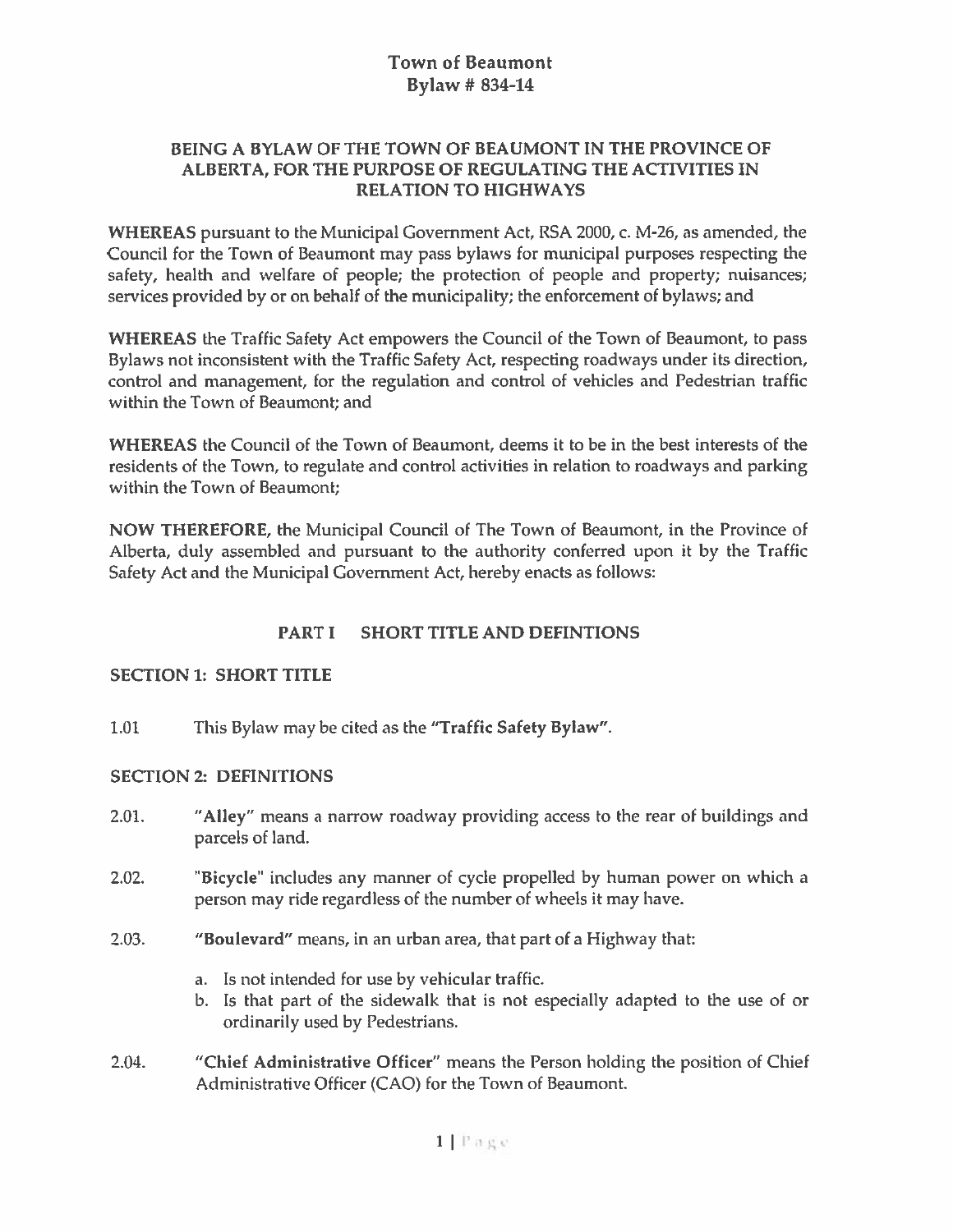# Town of Beaumont
# Bylaw # 834-14

## BEING A BYLAW OF THE TOWN OF BEAUMONT IN THE PROVINCE OF ALBERTA, FOR THE PURPOSE OF REGULATING THE ACTIVITIES IN RELATION TO HIGHWAYS

**WHEREAS** pursuant to the Municipal Government Act, RSA 2000, c. M-26, as amended, the Council for the Town of Beaumont may pass bylaws for municipal purposes respecting the safety, health and welfare of people; the protection of people and property; nuisances; services provided by or on behalf of the municipality; the enforcement of bylaws; and

**WHEREAS** the Traffic Safety Act empowers the Council of the Town of Beaumont, to pass Bylaws not inconsistent with the Traffic Safety Act, respecting roadways under its direction, control and management, for the regulation and control of vehicles and Pedestrian traffic within the Town of Beaumont; and

**WHEREAS** the Council of the Town of Beaumont, deems it to be in the best interests of the residents of the Town, to regulate and control activities in relation to roadways and parking within the Town of Beaumont;

**NOW THEREFORE,** the Municipal Council of The Town of Beaumont, in the Province of Alberta, duly assembled and pursuant to the authority conferred upon it by the Traffic Safety Act and the Municipal Government Act, hereby enacts as follows:

## PART I SHORT TITLE AND DEFINTIONS

### SECTION 1: SHORT TITLE

1.01 This Bylaw may be cited as the **"Traffic Safety Bylaw"**.

### SECTION 2: DEFINITIONS

2.01. **"Alley"** means a narrow roadway providing access to the rear of buildings and parcels of land.

2.02. "**Bicycle**" includes any manner of cycle propelled by human power on which a person may ride regardless of the number of wheels it may have.

2.03. **"Boulevard"** means, in an urban area, that part of a Highway that:

a. Is not intended for use by vehicular traffic.
b. Is that part of the sidewalk that is not especially adapted to the use of or ordinarily used by Pedestrians.

2.04. **"Chief Administrative Officer"** means the Person holding the position of Chief Administrative Officer (CAO) for the Town of Beaumont.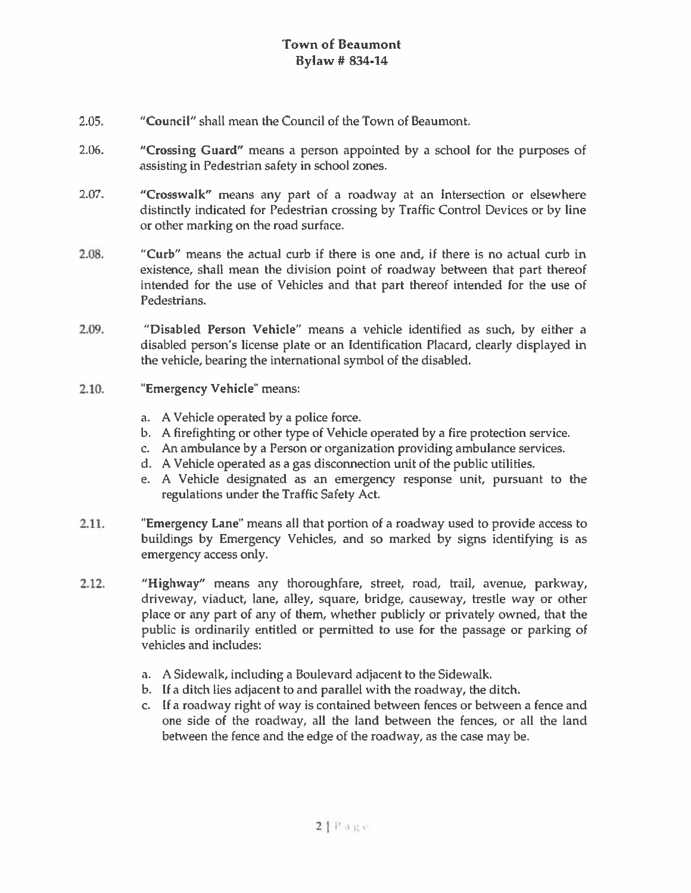2.05. "**Council**" shall mean the Council of the Town of Beaumont.

2.06. "**Crossing Guard**" means a person appointed by a school for the purposes of assisting in Pedestrian safety in school zones.

2.07. "**Crosswalk**" means any part of a roadway at an Intersection or elsewhere distinctly indicated for Pedestrian crossing by Traffic Control Devices or by line or other marking on the road surface.

2.08. "**Curb**" means the actual curb if there is one and, if there is no actual curb in existence, shall mean the division point of roadway between that part thereof intended for the use of Vehicles and that part thereof intended for the use of Pedestrians.

2.09. "**Disabled Person Vehicle**" means a vehicle identified as such, by either a disabled person's license plate or an Identification Placard, clearly displayed in the vehicle, bearing the international symbol of the disabled.

2.10. "**Emergency Vehicle**" means:

a. A Vehicle operated by a police force.
b. A firefighting or other type of Vehicle operated by a fire protection service.
c. An ambulance by a Person or organization providing ambulance services.
d. A Vehicle operated as a gas disconnection unit of the public utilities.
e. A Vehicle designated as an emergency response unit, pursuant to the regulations under the Traffic Safety Act.

2.11. "**Emergency Lane**" means all that portion of a roadway used to provide access to buildings by Emergency Vehicles, and so marked by signs identifying is as emergency access only.

2.12. "**Highway**" means any thoroughfare, street, road, trail, avenue, parkway, driveway, viaduct, lane, alley, square, bridge, causeway, trestle way or other place or any part of any of them, whether publicly or privately owned, that the public is ordinarily entitled or permitted to use for the passage or parking of vehicles and includes:

a. A Sidewalk, including a Boulevard adjacent to the Sidewalk.
b. If a ditch lies adjacent to and parallel with the roadway, the ditch.
c. If a roadway right of way is contained between fences or between a fence and one side of the roadway, all the land between the fences, or all the land between the fence and the edge of the roadway, as the case may be.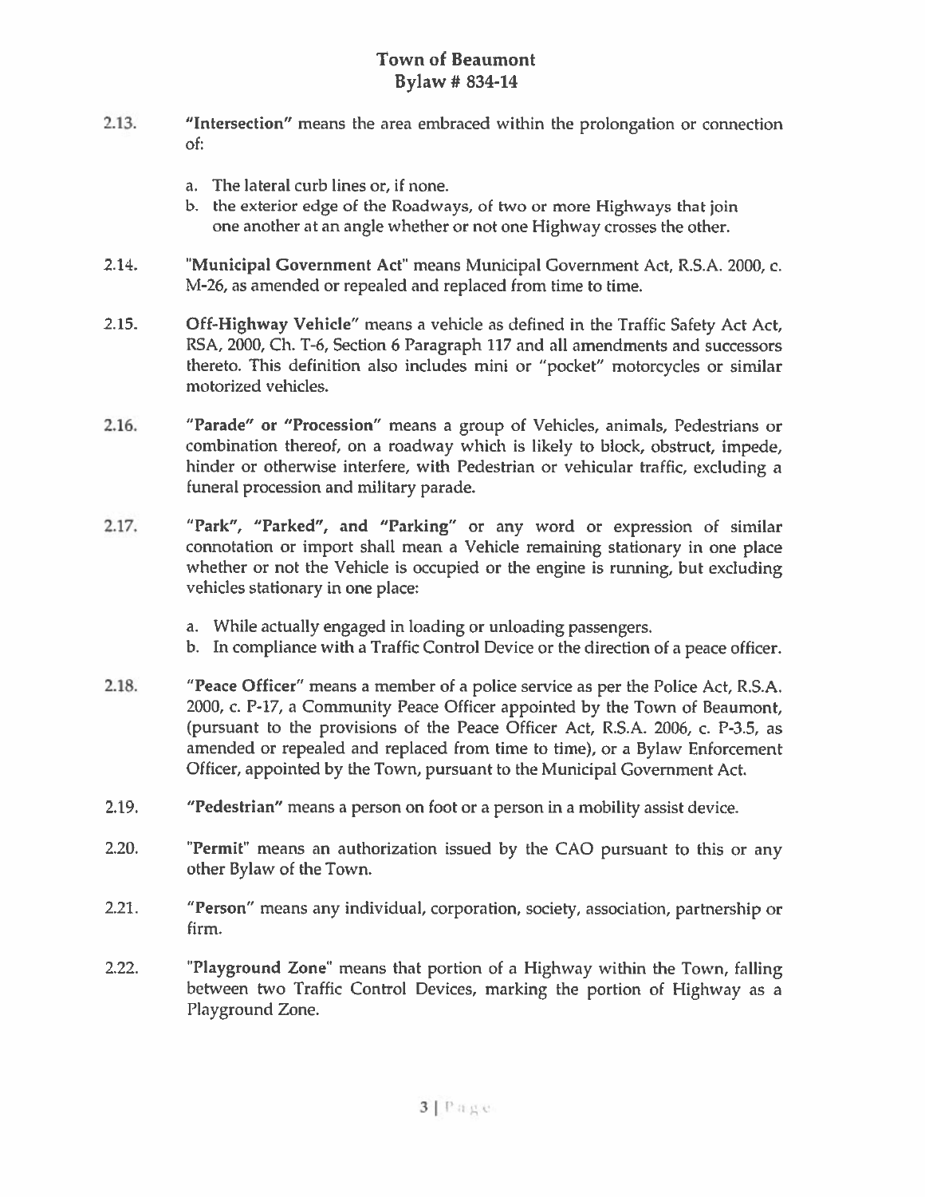2.13. **"Intersection"** means the area embraced within the prolongation or connection of:

a. The lateral curb lines or, if none.
b. the exterior edge of the Roadways, of two or more Highways that join one another at an angle whether or not one Highway crosses the other.

2.14. **"Municipal Government Act"** means Municipal Government Act, R.S.A. 2000, c. M-26, as amended or repealed and replaced from time to time.

2.15. **Off-Highway Vehicle"** means a vehicle as defined in the Traffic Safety Act Act, RSA, 2000, Ch. T-6, Section 6 Paragraph 117 and all amendments and successors thereto. This definition also includes mini or "pocket" motorcycles or similar motorized vehicles.

2.16. **"Parade" or "Procession"** means a group of Vehicles, animals, Pedestrians or combination thereof, on a roadway which is likely to block, obstruct, impede, hinder or otherwise interfere, with Pedestrian or vehicular traffic, excluding a funeral procession and military parade.

2.17. **"Park", "Parked", and "Parking"** or any word or expression of similar connotation or import shall mean a Vehicle remaining stationary in one place whether or not the Vehicle is occupied or the engine is running, but excluding vehicles stationary in one place:

a. While actually engaged in loading or unloading passengers.
b. In compliance with a Traffic Control Device or the direction of a peace officer.

2.18. **"Peace Officer"** means a member of a police service as per the Police Act, R.S.A. 2000, c. P-17, a Community Peace Officer appointed by the Town of Beaumont, (pursuant to the provisions of the Peace Officer Act, R.S.A. 2006, c. P-3.5, as amended or repealed and replaced from time to time), or a Bylaw Enforcement Officer, appointed by the Town, pursuant to the Municipal Government Act.

2.19. **"Pedestrian"** means a person on foot or a person in a mobility assist device.

2.20. **"Permit"** means an authorization issued by the CAO pursuant to this or any other Bylaw of the Town.

2.21. **"Person"** means any individual, corporation, society, association, partnership or firm.

2.22. **"Playground Zone"** means that portion of a Highway within the Town, falling between two Traffic Control Devices, marking the portion of Highway as a Playground Zone.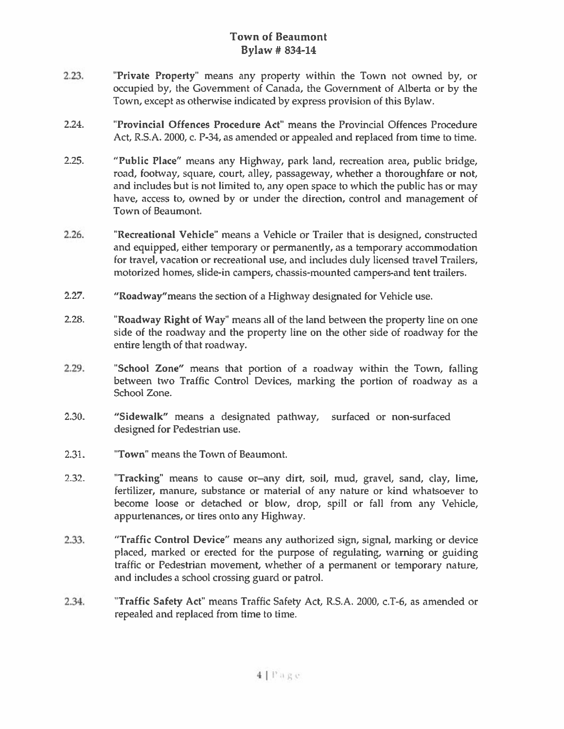2.23. "**Private Property**" means any property within the Town not owned by, or occupied by, the Government of Canada, the Government of Alberta or by the Town, except as otherwise indicated by express provision of this Bylaw.

2.24. "**Provincial Offences Procedure Act**" means the Provincial Offences Procedure Act, R.S.A. 2000, c. P-34, as amended or appealed and replaced from time to time.

2.25. "**Public Place**" means any Highway, park land, recreation area, public bridge, road, footway, square, court, alley, passageway, whether a thoroughfare or not, and includes but is not limited to, any open space to which the public has or may have, access to, owned by or under the direction, control and management of Town of Beaumont.

2.26. "**Recreational Vehicle**" means a Vehicle or Trailer that is designed, constructed and equipped, either temporary or permanently, as a temporary accommodation for travel, vacation or recreational use, and includes duly licensed travel Trailers, motorized homes, slide-in campers, chassis-mounted campers-and tent trailers.

2.27. "**Roadway**"means the section of a Highway designated for Vehicle use.

2.28. "**Roadway Right of Way**" means all of the land between the property line on one side of the roadway and the property line on the other side of roadway for the entire length of that roadway.

2.29. "**School Zone**" means that portion of a roadway within the Town, falling between two Traffic Control Devices, marking the portion of roadway as a School Zone.

2.30. "**Sidewalk**" means a designated pathway, surfaced or non-surfaced designed for Pedestrian use.

2.31. "**Town**" means the Town of Beaumont.

2.32. "**Tracking**" means to cause or–any dirt, soil, mud, gravel, sand, clay, lime, fertilizer, manure, substance or material of any nature or kind whatsoever to become loose or detached or blow, drop, spill or fall from any Vehicle, appurtenances, or tires onto any Highway.

2.33. "**Traffic Control Device**" means any authorized sign, signal, marking or device placed, marked or erected for the purpose of regulating, warning or guiding traffic or Pedestrian movement, whether of a permanent or temporary nature, and includes a school crossing guard or patrol.

2.34. "**Traffic Safety Act**" means Traffic Safety Act, R.S.A. 2000, c.T-6, as amended or repealed and replaced from time to time.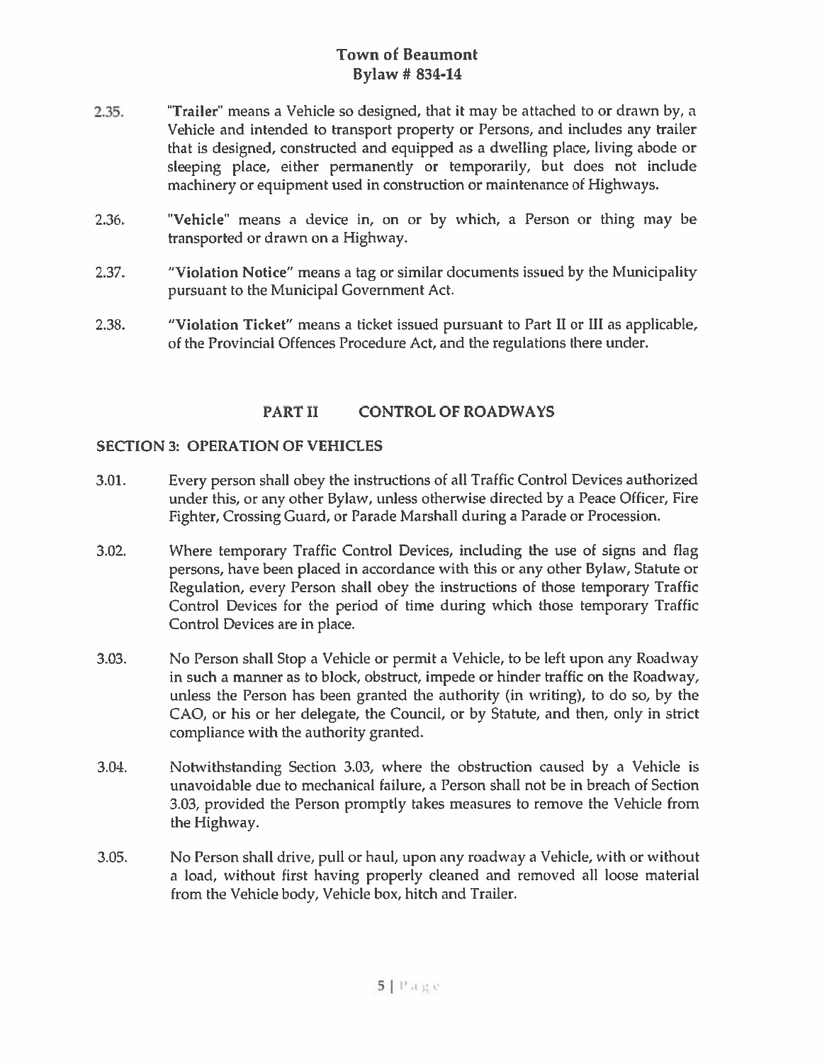2.35. **"Trailer"** means a Vehicle so designed, that it may be attached to or drawn by, a Vehicle and intended to transport property or Persons, and includes any trailer that is designed, constructed and equipped as a dwelling place, living abode or sleeping place, either permanently or temporarily, but does not include machinery or equipment used in construction or maintenance of Highways.

2.36. **"Vehicle"** means a device in, on or by which, a Person or thing may be transported or drawn on a Highway.

2.37. **"Violation Notice"** means a tag or similar documents issued by the Municipality pursuant to the Municipal Government Act.

2.38. **"Violation Ticket"** means a ticket issued pursuant to Part II or III as applicable, of the Provincial Offences Procedure Act, and the regulations there under.

## PART II CONTROL OF ROADWAYS

### SECTION 3: OPERATION OF VEHICLES

3.01. Every person shall obey the instructions of all Traffic Control Devices authorized under this, or any other Bylaw, unless otherwise directed by a Peace Officer, Fire Fighter, Crossing Guard, or Parade Marshall during a Parade or Procession.

3.02. Where temporary Traffic Control Devices, including the use of signs and flag persons, have been placed in accordance with this or any other Bylaw, Statute or Regulation, every Person shall obey the instructions of those temporary Traffic Control Devices for the period of time during which those temporary Traffic Control Devices are in place.

3.03. No Person shall Stop a Vehicle or permit a Vehicle, to be left upon any Roadway in such a manner as to block, obstruct, impede or hinder traffic on the Roadway, unless the Person has been granted the authority (in writing), to do so, by the CAO, or his or her delegate, the Council, or by Statute, and then, only in strict compliance with the authority granted.

3.04. Notwithstanding Section 3.03, where the obstruction caused by a Vehicle is unavoidable due to mechanical failure, a Person shall not be in breach of Section 3.03, provided the Person promptly takes measures to remove the Vehicle from the Highway.

3.05. No Person shall drive, pull or haul, upon any roadway a Vehicle, with or without a load, without first having properly cleaned and removed all loose material from the Vehicle body, Vehicle box, hitch and Trailer.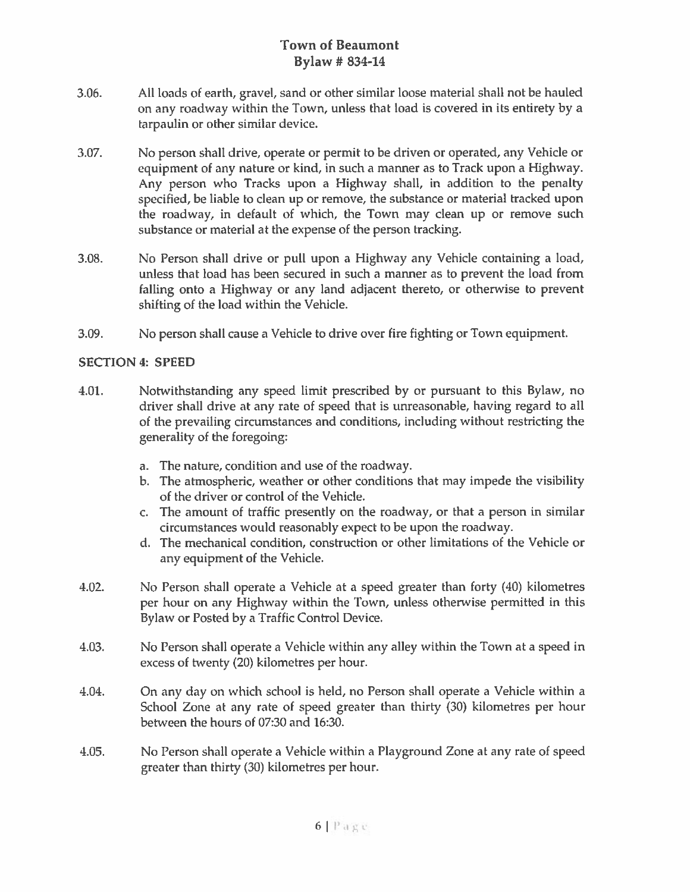3.06. All loads of earth, gravel, sand or other similar loose material shall not be hauled on any roadway within the Town, unless that load is covered in its entirety by a tarpaulin or other similar device.

3.07. No person shall drive, operate or permit to be driven or operated, any Vehicle or equipment of any nature or kind, in such a manner as to Track upon a Highway. Any person who Tracks upon a Highway shall, in addition to the penalty specified, be liable to clean up or remove, the substance or material tracked upon the roadway, in default of which, the Town may clean up or remove such substance or material at the expense of the person tracking.

3.08. No Person shall drive or pull upon a Highway any Vehicle containing a load, unless that load has been secured in such a manner as to prevent the load from falling onto a Highway or any land adjacent thereto, or otherwise to prevent shifting of the load within the Vehicle.

3.09. No person shall cause a Vehicle to drive over fire fighting or Town equipment.

## SECTION 4: SPEED

4.01. Notwithstanding any speed limit prescribed by or pursuant to this Bylaw, no driver shall drive at any rate of speed that is unreasonable, having regard to all of the prevailing circumstances and conditions, including without restricting the generality of the foregoing:

a. The nature, condition and use of the roadway.
b. The atmospheric, weather or other conditions that may impede the visibility of the driver or control of the Vehicle.
c. The amount of traffic presently on the roadway, or that a person in similar circumstances would reasonably expect to be upon the roadway.
d. The mechanical condition, construction or other limitations of the Vehicle or any equipment of the Vehicle.

4.02. No Person shall operate a Vehicle at a speed greater than forty (40) kilometres per hour on any Highway within the Town, unless otherwise permitted in this Bylaw or Posted by a Traffic Control Device.

4.03. No Person shall operate a Vehicle within any alley within the Town at a speed in excess of twenty (20) kilometres per hour.

4.04. On any day on which school is held, no Person shall operate a Vehicle within a School Zone at any rate of speed greater than thirty (30) kilometres per hour between the hours of 07:30 and 16:30.

4.05. No Person shall operate a Vehicle within a Playground Zone at any rate of speed greater than thirty (30) kilometres per hour.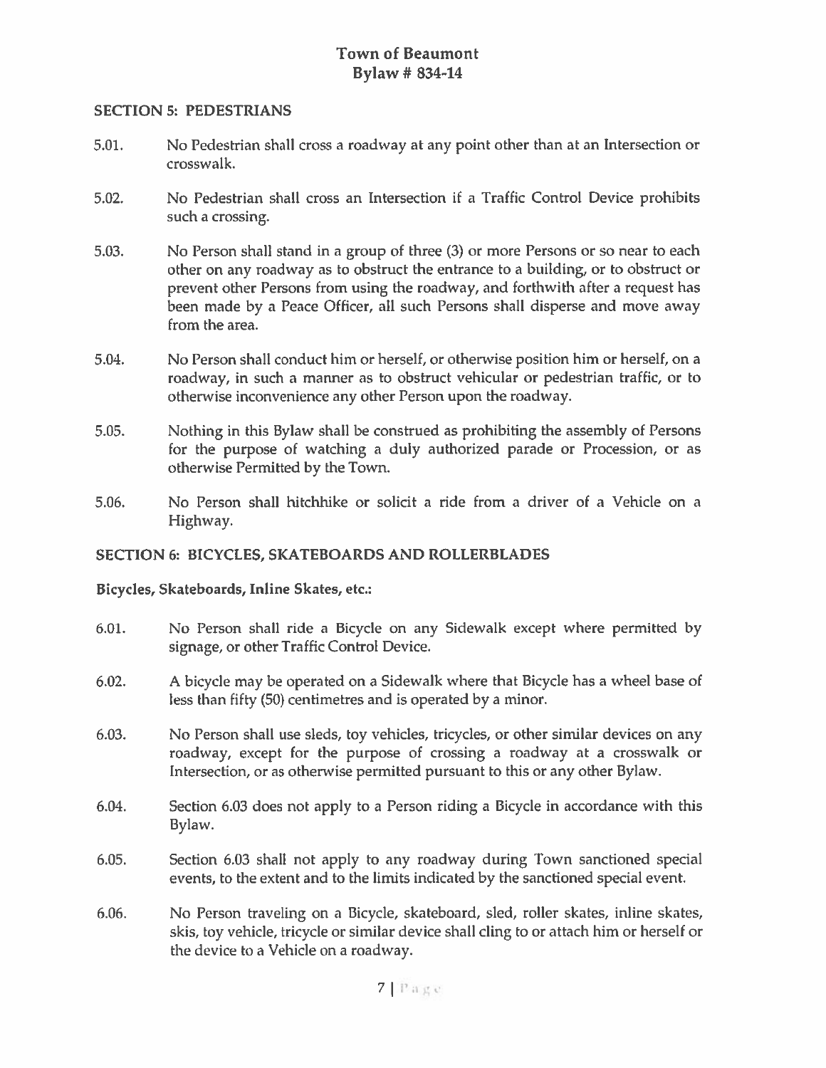## SECTION 5: PEDESTRIANS

5.01. No Pedestrian shall cross a roadway at any point other than at an Intersection or crosswalk.

5.02. No Pedestrian shall cross an Intersection if a Traffic Control Device prohibits such a crossing.

5.03. No Person shall stand in a group of three (3) or more Persons or so near to each other on any roadway as to obstruct the entrance to a building, or to obstruct or prevent other Persons from using the roadway, and forthwith after a request has been made by a Peace Officer, all such Persons shall disperse and move away from the area.

5.04. No Person shall conduct him or herself, or otherwise position him or herself, on a roadway, in such a manner as to obstruct vehicular or pedestrian traffic, or to otherwise inconvenience any other Person upon the roadway.

5.05. Nothing in this Bylaw shall be construed as prohibiting the assembly of Persons for the purpose of watching a duly authorized parade or Procession, or as otherwise Permitted by the Town.

5.06. No Person shall hitchhike or solicit a ride from a driver of a Vehicle on a Highway.

## SECTION 6: BICYCLES, SKATEBOARDS AND ROLLERBLADES

**Bicycles, Skateboards, Inline Skates, etc.:**

6.01. No Person shall ride a Bicycle on any Sidewalk except where permitted by signage, or other Traffic Control Device.

6.02. A bicycle may be operated on a Sidewalk where that Bicycle has a wheel base of less than fifty (50) centimetres and is operated by a minor.

6.03. No Person shall use sleds, toy vehicles, tricycles, or other similar devices on any roadway, except for the purpose of crossing a roadway at a crosswalk or Intersection, or as otherwise permitted pursuant to this or any other Bylaw.

6.04. Section 6.03 does not apply to a Person riding a Bicycle in accordance with this Bylaw.

6.05. Section 6.03 shall not apply to any roadway during Town sanctioned special events, to the extent and to the limits indicated by the sanctioned special event.

6.06. No Person traveling on a Bicycle, skateboard, sled, roller skates, inline skates, skis, toy vehicle, tricycle or similar device shall cling to or attach him or herself or the device to a Vehicle on a roadway.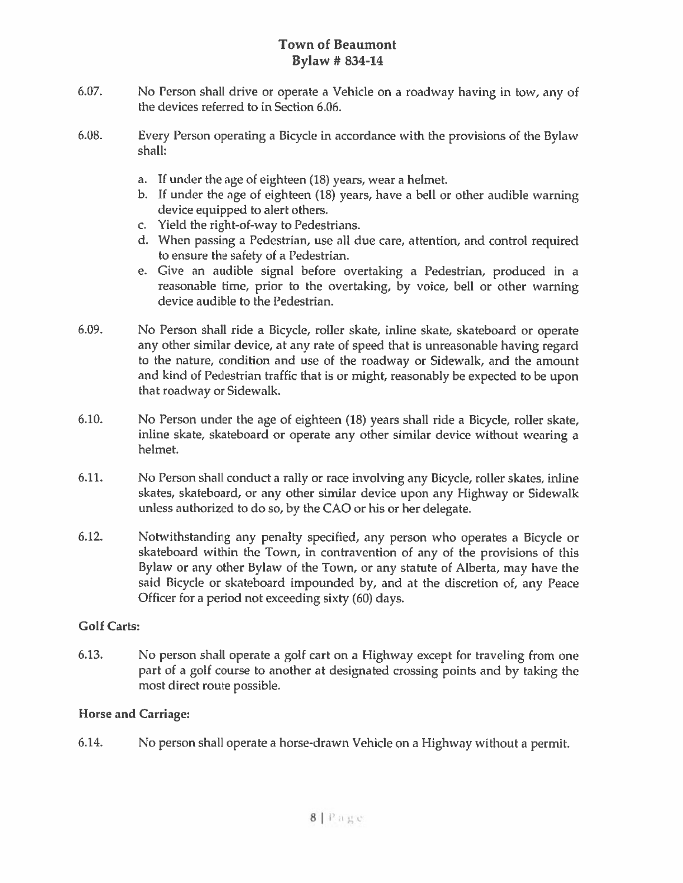6.07. No Person shall drive or operate a Vehicle on a roadway having in tow, any of the devices referred to in Section 6.06.

6.08. Every Person operating a Bicycle in accordance with the provisions of the Bylaw shall:

a. If under the age of eighteen (18) years, wear a helmet.
b. If under the age of eighteen (18) years, have a bell or other audible warning device equipped to alert others.
c. Yield the right-of-way to Pedestrians.
d. When passing a Pedestrian, use all due care, attention, and control required to ensure the safety of a Pedestrian.
e. Give an audible signal before overtaking a Pedestrian, produced in a reasonable time, prior to the overtaking, by voice, bell or other warning device audible to the Pedestrian.

6.09. No Person shall ride a Bicycle, roller skate, inline skate, skateboard or operate any other similar device, at any rate of speed that is unreasonable having regard to the nature, condition and use of the roadway or Sidewalk, and the amount and kind of Pedestrian traffic that is or might, reasonably be expected to be upon that roadway or Sidewalk.

6.10. No Person under the age of eighteen (18) years shall ride a Bicycle, roller skate, inline skate, skateboard or operate any other similar device without wearing a helmet.

6.11. No Person shall conduct a rally or race involving any Bicycle, roller skates, inline skates, skateboard, or any other similar device upon any Highway or Sidewalk unless authorized to do so, by the CAO or his or her delegate.

6.12. Notwithstanding any penalty specified, any person who operates a Bicycle or skateboard within the Town, in contravention of any of the provisions of this Bylaw or any other Bylaw of the Town, or any statute of Alberta, may have the said Bicycle or skateboard impounded by, and at the discretion of, any Peace Officer for a period not exceeding sixty (60) days.

**Golf Carts:**

6.13. No person shall operate a golf cart on a Highway except for traveling from one part of a golf course to another at designated crossing points and by taking the most direct route possible.

**Horse and Carriage:**

6.14. No person shall operate a horse-drawn Vehicle on a Highway without a permit.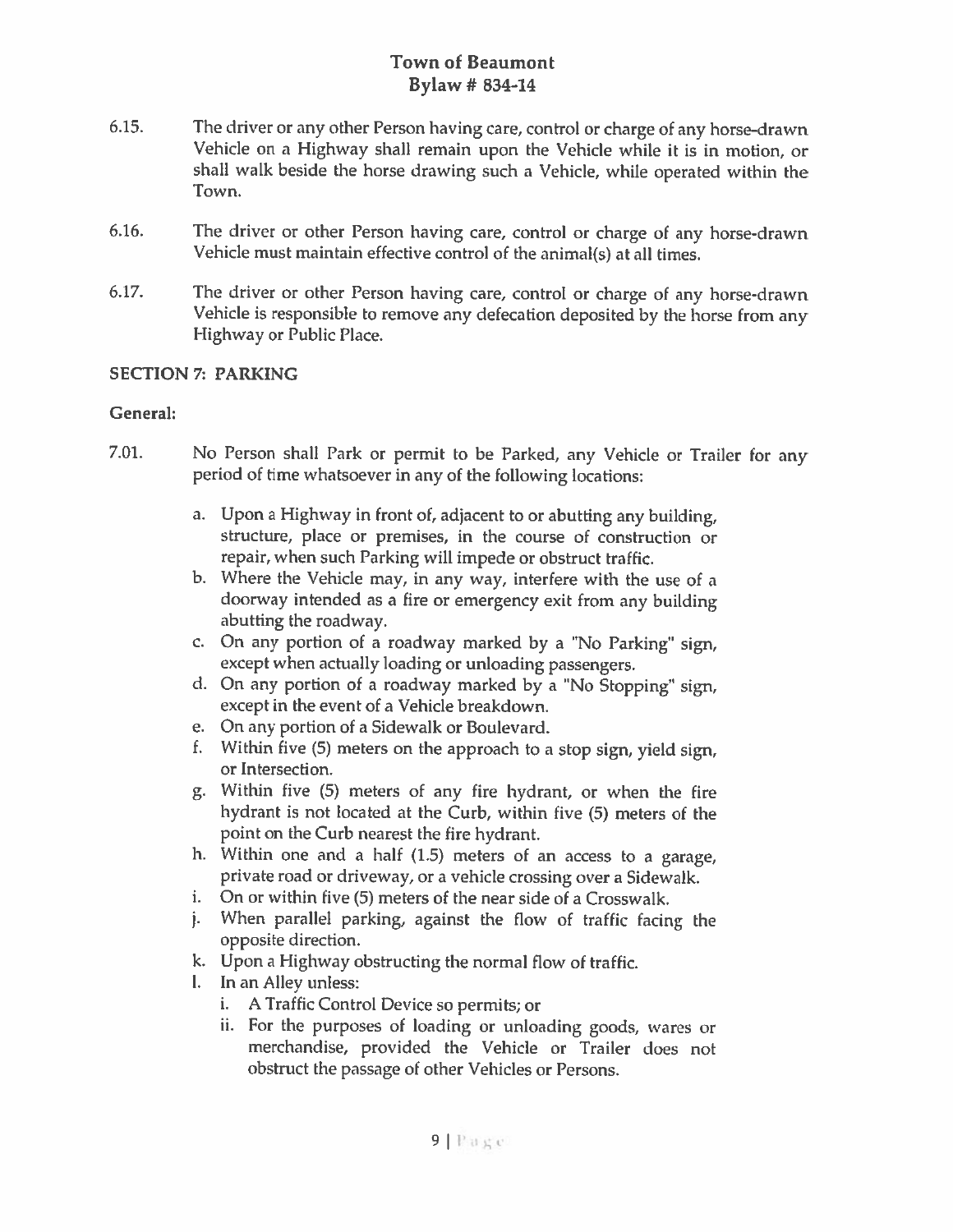6.15. The driver or any other Person having care, control or charge of any horse-drawn Vehicle on a Highway shall remain upon the Vehicle while it is in motion, or shall walk beside the horse drawing such a Vehicle, while operated within the Town.

6.16. The driver or other Person having care, control or charge of any horse-drawn Vehicle must maintain effective control of the animal(s) at all times.

6.17. The driver or other Person having care, control or charge of any horse-drawn Vehicle is responsible to remove any defecation deposited by the horse from any Highway or Public Place.

## SECTION 7: PARKING

### General:

7.01. No Person shall Park or permit to be Parked, any Vehicle or Trailer for any period of time whatsoever in any of the following locations:

a. Upon a Highway in front of, adjacent to or abutting any building, structure, place or premises, in the course of construction or repair, when such Parking will impede or obstruct traffic.
b. Where the Vehicle may, in any way, interfere with the use of a doorway intended as a fire or emergency exit from any building abutting the roadway.
c. On any portion of a roadway marked by a "No Parking" sign, except when actually loading or unloading passengers.
d. On any portion of a roadway marked by a "No Stopping" sign, except in the event of a Vehicle breakdown.
e. On any portion of a Sidewalk or Boulevard.
f. Within five (5) meters on the approach to a stop sign, yield sign, or Intersection.
g. Within five (5) meters of any fire hydrant, or when the fire hydrant is not located at the Curb, within five (5) meters of the point on the Curb nearest the fire hydrant.
h. Within one and a half (1.5) meters of an access to a garage, private road or driveway, or a vehicle crossing over a Sidewalk.
i. On or within five (5) meters of the near side of a Crosswalk.
j. When parallel parking, against the flow of traffic facing the opposite direction.
k. Upon a Highway obstructing the normal flow of traffic.
l. In an Alley unless:
   i. A Traffic Control Device so permits; or
   ii. For the purposes of loading or unloading goods, wares or merchandise, provided the Vehicle or Trailer does not obstruct the passage of other Vehicles or Persons.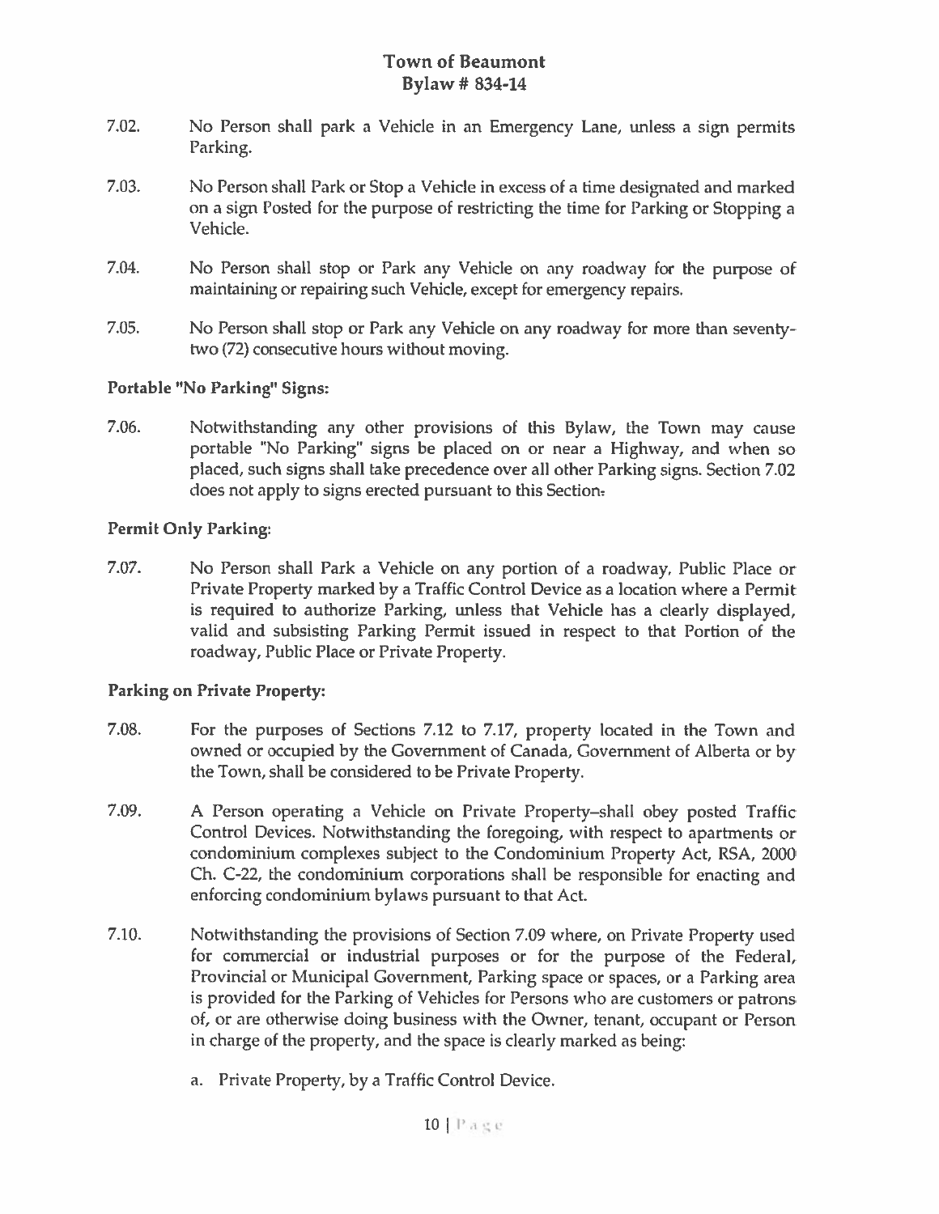7.02. No Person shall park a Vehicle in an Emergency Lane, unless a sign permits Parking.

7.03. No Person shall Park or Stop a Vehicle in excess of a time designated and marked on a sign Posted for the purpose of restricting the time for Parking or Stopping a Vehicle.

7.04. No Person shall stop or Park any Vehicle on any roadway for the purpose of maintaining or repairing such Vehicle, except for emergency repairs.

7.05. No Person shall stop or Park any Vehicle on any roadway for more than seventy-two (72) consecutive hours without moving.

**Portable "No Parking" Signs:**

7.06. Notwithstanding any other provisions of this Bylaw, the Town may cause portable "No Parking" signs be placed on or near a Highway, and when so placed, such signs shall take precedence over all other Parking signs. Section 7.02 does not apply to signs erected pursuant to this Section.

**Permit Only Parking:**

7.07. No Person shall Park a Vehicle on any portion of a roadway, Public Place or Private Property marked by a Traffic Control Device as a location where a Permit is required to authorize Parking, unless that Vehicle has a clearly displayed, valid and subsisting Parking Permit issued in respect to that Portion of the roadway, Public Place or Private Property.

**Parking on Private Property:**

7.08. For the purposes of Sections 7.12 to 7.17, property located in the Town and owned or occupied by the Government of Canada, Government of Alberta or by the Town, shall be considered to be Private Property.

7.09. A Person operating a Vehicle on Private Property–shall obey posted Traffic Control Devices. Notwithstanding the foregoing, with respect to apartments or condominium complexes subject to the Condominium Property Act, RSA, 2000 Ch. C-22, the condominium corporations shall be responsible for enacting and enforcing condominium bylaws pursuant to that Act.

7.10. Notwithstanding the provisions of Section 7.09 where, on Private Property used for commercial or industrial purposes or for the purpose of the Federal, Provincial or Municipal Government, Parking space or spaces, or a Parking area is provided for the Parking of Vehicles for Persons who are customers or patrons of, or are otherwise doing business with the Owner, tenant, occupant or Person in charge of the property, and the space is clearly marked as being:

a. Private Property, by a Traffic Control Device.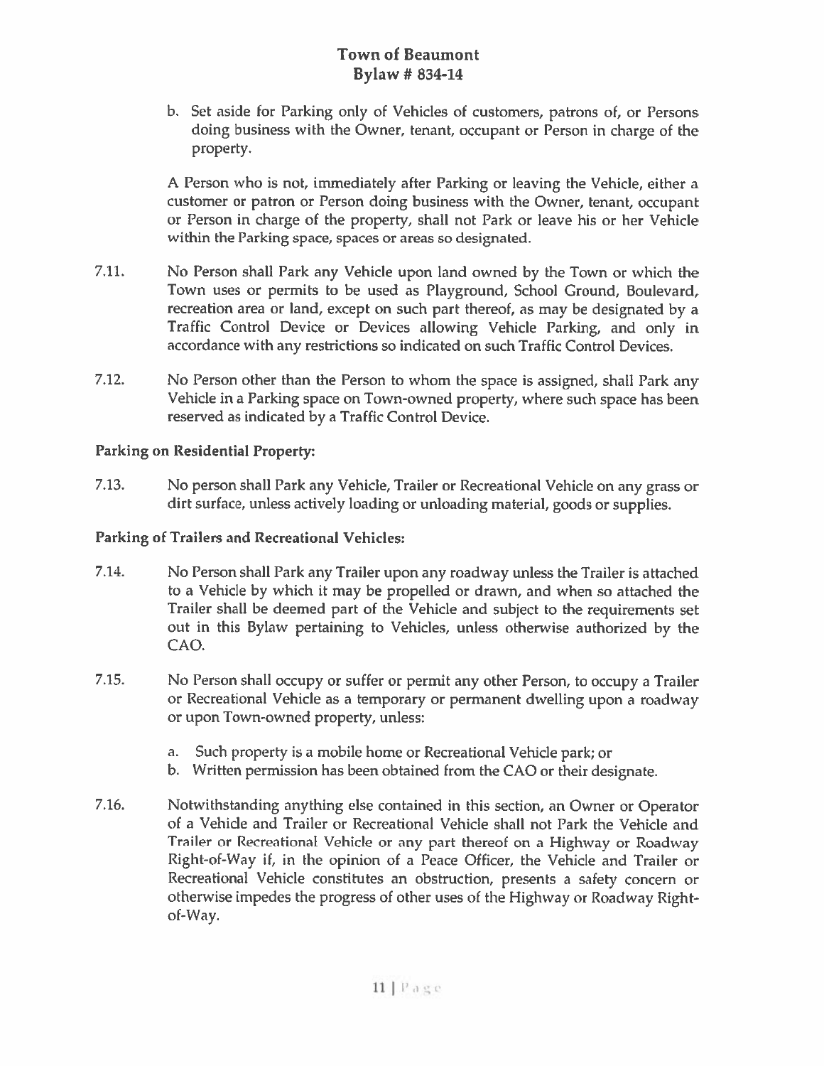b. Set aside for Parking only of Vehicles of customers, patrons of, or Persons doing business with the Owner, tenant, occupant or Person in charge of the property.

A Person who is not, immediately after Parking or leaving the Vehicle, either a customer or patron or Person doing business with the Owner, tenant, occupant or Person in charge of the property, shall not Park or leave his or her Vehicle within the Parking space, spaces or areas so designated.

7.11. No Person shall Park any Vehicle upon land owned by the Town or which the Town uses or permits to be used as Playground, School Ground, Boulevard, recreation area or land, except on such part thereof, as may be designated by a Traffic Control Device or Devices allowing Vehicle Parking, and only in accordance with any restrictions so indicated on such Traffic Control Devices.

7.12. No Person other than the Person to whom the space is assigned, shall Park any Vehicle in a Parking space on Town-owned property, where such space has been reserved as indicated by a Traffic Control Device.

**Parking on Residential Property:**

7.13. No person shall Park any Vehicle, Trailer or Recreational Vehicle on any grass or dirt surface, unless actively loading or unloading material, goods or supplies.

**Parking of Trailers and Recreational Vehicles:**

7.14. No Person shall Park any Trailer upon any roadway unless the Trailer is attached to a Vehicle by which it may be propelled or drawn, and when so attached the Trailer shall be deemed part of the Vehicle and subject to the requirements set out in this Bylaw pertaining to Vehicles, unless otherwise authorized by the CAO.

7.15. No Person shall occupy or suffer or permit any other Person, to occupy a Trailer or Recreational Vehicle as a temporary or permanent dwelling upon a roadway or upon Town-owned property, unless:

a. Such property is a mobile home or Recreational Vehicle park; or
b. Written permission has been obtained from the CAO or their designate.

7.16. Notwithstanding anything else contained in this section, an Owner or Operator of a Vehicle and Trailer or Recreational Vehicle shall not Park the Vehicle and Trailer or Recreational Vehicle or any part thereof on a Highway or Roadway Right-of-Way if, in the opinion of a Peace Officer, the Vehicle and Trailer or Recreational Vehicle constitutes an obstruction, presents a safety concern or otherwise impedes the progress of other uses of the Highway or Roadway Right-of-Way.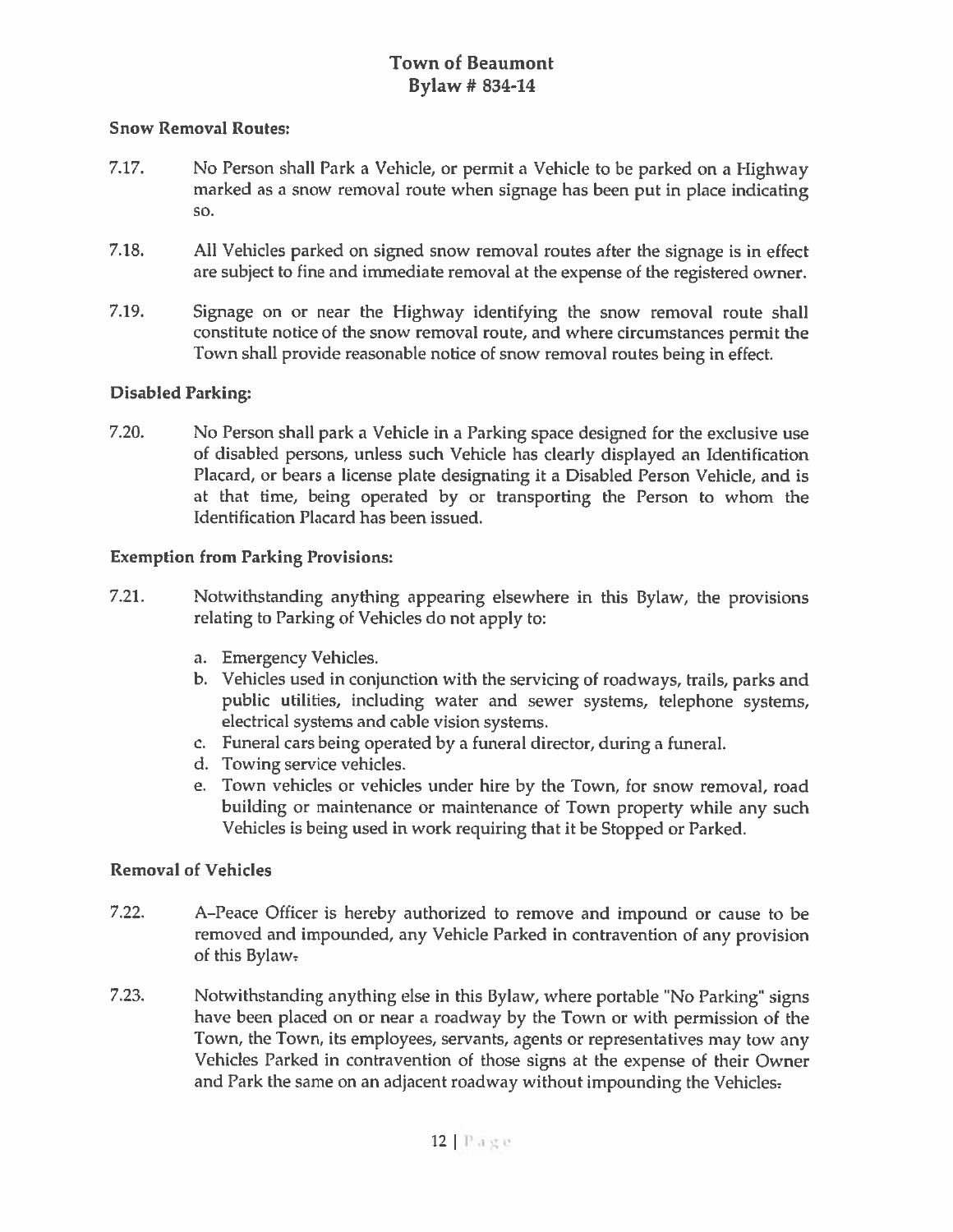**Snow Removal Routes:**

7.17. No Person shall Park a Vehicle, or permit a Vehicle to be parked on a Highway marked as a snow removal route when signage has been put in place indicating so.

7.18. All Vehicles parked on signed snow removal routes after the signage is in effect are subject to fine and immediate removal at the expense of the registered owner.

7.19. Signage on or near the Highway identifying the snow removal route shall constitute notice of the snow removal route, and where circumstances permit the Town shall provide reasonable notice of snow removal routes being in effect.

**Disabled Parking:**

7.20. No Person shall park a Vehicle in a Parking space designed for the exclusive use of disabled persons, unless such Vehicle has clearly displayed an Identification Placard, or bears a license plate designating it a Disabled Person Vehicle, and is at that time, being operated by or transporting the Person to whom the Identification Placard has been issued.

**Exemption from Parking Provisions:**

7.21. Notwithstanding anything appearing elsewhere in this Bylaw, the provisions relating to Parking of Vehicles do not apply to:

a. Emergency Vehicles.
b. Vehicles used in conjunction with the servicing of roadways, trails, parks and public utilities, including water and sewer systems, telephone systems, electrical systems and cable vision systems.
c. Funeral cars being operated by a funeral director, during a funeral.
d. Towing service vehicles.
e. Town vehicles or vehicles under hire by the Town, for snow removal, road building or maintenance or maintenance of Town property while any such Vehicles is being used in work requiring that it be Stopped or Parked.

**Removal of Vehicles**

7.22. A Peace Officer is hereby authorized to remove and impound or cause to be removed and impounded, any Vehicle Parked in contravention of any provision of this Bylaw.

7.23. Notwithstanding anything else in this Bylaw, where portable "No Parking" signs have been placed on or near a roadway by the Town or with permission of the Town, the Town, its employees, servants, agents or representatives may tow any Vehicles Parked in contravention of those signs at the expense of their Owner and Park the same on an adjacent roadway without impounding the Vehicles.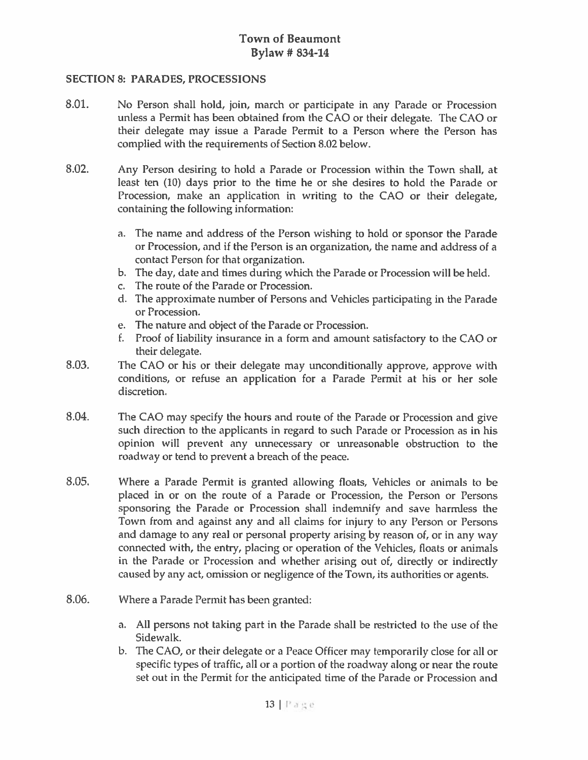### SECTION 8: PARADES, PROCESSIONS

8.01. No Person shall hold, join, march or participate in any Parade or Procession unless a Permit has been obtained from the CAO or their delegate. The CAO or their delegate may issue a Parade Permit to a Person where the Person has complied with the requirements of Section 8.02 below.

8.02. Any Person desiring to hold a Parade or Procession within the Town shall, at least ten (10) days prior to the time he or she desires to hold the Parade or Procession, make an application in writing to the CAO or their delegate, containing the following information:

a. The name and address of the Person wishing to hold or sponsor the Parade or Procession, and if the Person is an organization, the name and address of a contact Person for that organization.
b. The day, date and times during which the Parade or Procession will be held.
c. The route of the Parade or Procession.
d. The approximate number of Persons and Vehicles participating in the Parade or Procession.
e. The nature and object of the Parade or Procession.
f. Proof of liability insurance in a form and amount satisfactory to the CAO or their delegate.

8.03. The CAO or his or their delegate may unconditionally approve, approve with conditions, or refuse an application for a Parade Permit at his or her sole discretion.

8.04. The CAO may specify the hours and route of the Parade or Procession and give such direction to the applicants in regard to such Parade or Procession as in his opinion will prevent any unnecessary or unreasonable obstruction to the roadway or tend to prevent a breach of the peace.

8.05. Where a Parade Permit is granted allowing floats, Vehicles or animals to be placed in or on the route of a Parade or Procession, the Person or Persons sponsoring the Parade or Procession shall indemnify and save harmless the Town from and against any and all claims for injury to any Person or Persons and damage to any real or personal property arising by reason of, or in any way connected with, the entry, placing or operation of the Vehicles, floats or animals in the Parade or Procession and whether arising out of, directly or indirectly caused by any act, omission or negligence of the Town, its authorities or agents.

8.06. Where a Parade Permit has been granted:

a. All persons not taking part in the Parade shall be restricted to the use of the Sidewalk.
b. The CAO, or their delegate or a Peace Officer may temporarily close for all or specific types of traffic, all or a portion of the roadway along or near the route set out in the Permit for the anticipated time of the Parade or Procession and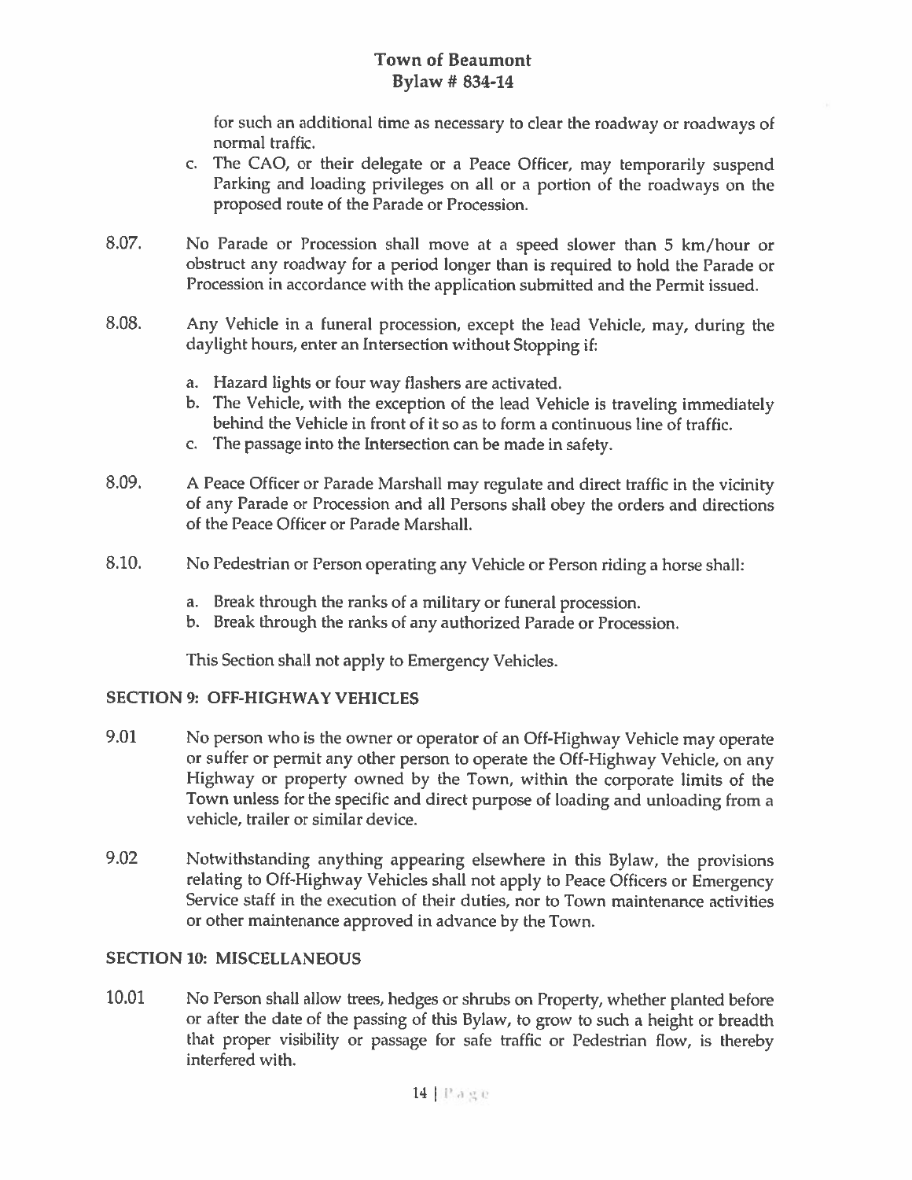for such an additional time as necessary to clear the roadway or roadways of normal traffic.

c. The CAO, or their delegate or a Peace Officer, may temporarily suspend Parking and loading privileges on all or a portion of the roadways on the proposed route of the Parade or Procession.

8.07. No Parade or Procession shall move at a speed slower than 5 km/hour or obstruct any roadway for a period longer than is required to hold the Parade or Procession in accordance with the application submitted and the Permit issued.

8.08. Any Vehicle in a funeral procession, except the lead Vehicle, may, during the daylight hours, enter an Intersection without Stopping if:

a. Hazard lights or four way flashers are activated.
b. The Vehicle, with the exception of the lead Vehicle is traveling immediately behind the Vehicle in front of it so as to form a continuous line of traffic.
c. The passage into the Intersection can be made in safety.

8.09. A Peace Officer or Parade Marshall may regulate and direct traffic in the vicinity of any Parade or Procession and all Persons shall obey the orders and directions of the Peace Officer or Parade Marshall.

8.10. No Pedestrian or Person operating any Vehicle or Person riding a horse shall:

a. Break through the ranks of a military or funeral procession.
b. Break through the ranks of any authorized Parade or Procession.

This Section shall not apply to Emergency Vehicles.

**SECTION 9: OFF-HIGHWAY VEHICLES**

9.01 No person who is the owner or operator of an Off-Highway Vehicle may operate or suffer or permit any other person to operate the Off-Highway Vehicle, on any Highway or property owned by the Town, within the corporate limits of the Town unless for the specific and direct purpose of loading and unloading from a vehicle, trailer or similar device.

9.02 Notwithstanding anything appearing elsewhere in this Bylaw, the provisions relating to Off-Highway Vehicles shall not apply to Peace Officers or Emergency Service staff in the execution of their duties, nor to Town maintenance activities or other maintenance approved in advance by the Town.

**SECTION 10: MISCELLANEOUS**

10.01 No Person shall allow trees, hedges or shrubs on Property, whether planted before or after the date of the passing of this Bylaw, to grow to such a height or breadth that proper visibility or passage for safe traffic or Pedestrian flow, is thereby interfered with.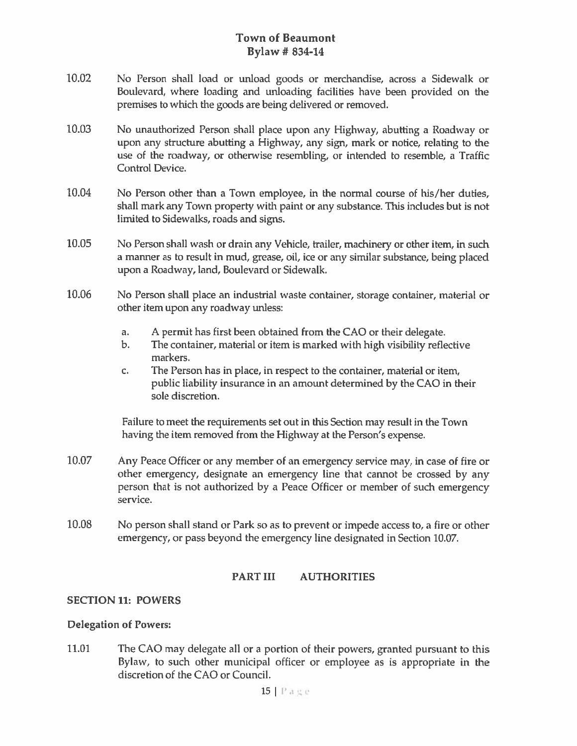10.02 No Person shall load or unload goods or merchandise, across a Sidewalk or Boulevard, where loading and unloading facilities have been provided on the premises to which the goods are being delivered or removed.

10.03 No unauthorized Person shall place upon any Highway, abutting a Roadway or upon any structure abutting a Highway, any sign, mark or notice, relating to the use of the roadway, or otherwise resembling, or intended to resemble, a Traffic Control Device.

10.04 No Person other than a Town employee, in the normal course of his/her duties, shall mark any Town property with paint or any substance. This includes but is not limited to Sidewalks, roads and signs.

10.05 No Person shall wash or drain any Vehicle, trailer, machinery or other item, in such a manner as to result in mud, grease, oil, ice or any similar substance, being placed upon a Roadway, land, Boulevard or Sidewalk.

10.06 No Person shall place an industrial waste container, storage container, material or other item upon any roadway unless:

a. A permit has first been obtained from the CAO or their delegate.
b. The container, material or item is marked with high visibility reflective markers.
c. The Person has in place, in respect to the container, material or item, public liability insurance in an amount determined by the CAO in their sole discretion.

Failure to meet the requirements set out in this Section may result in the Town having the item removed from the Highway at the Person's expense.

10.07 Any Peace Officer or any member of an emergency service may, in case of fire or other emergency, designate an emergency line that cannot be crossed by any person that is not authorized by a Peace Officer or member of such emergency service.

10.08 No person shall stand or Park so as to prevent or impede access to, a fire or other emergency, or pass beyond the emergency line designated in Section 10.07.

## PART III AUTHORITIES

### SECTION 11: POWERS

**Delegation of Powers:**

11.01 The CAO may delegate all or a portion of their powers, granted pursuant to this Bylaw, to such other municipal officer or employee as is appropriate in the discretion of the CAO or Council.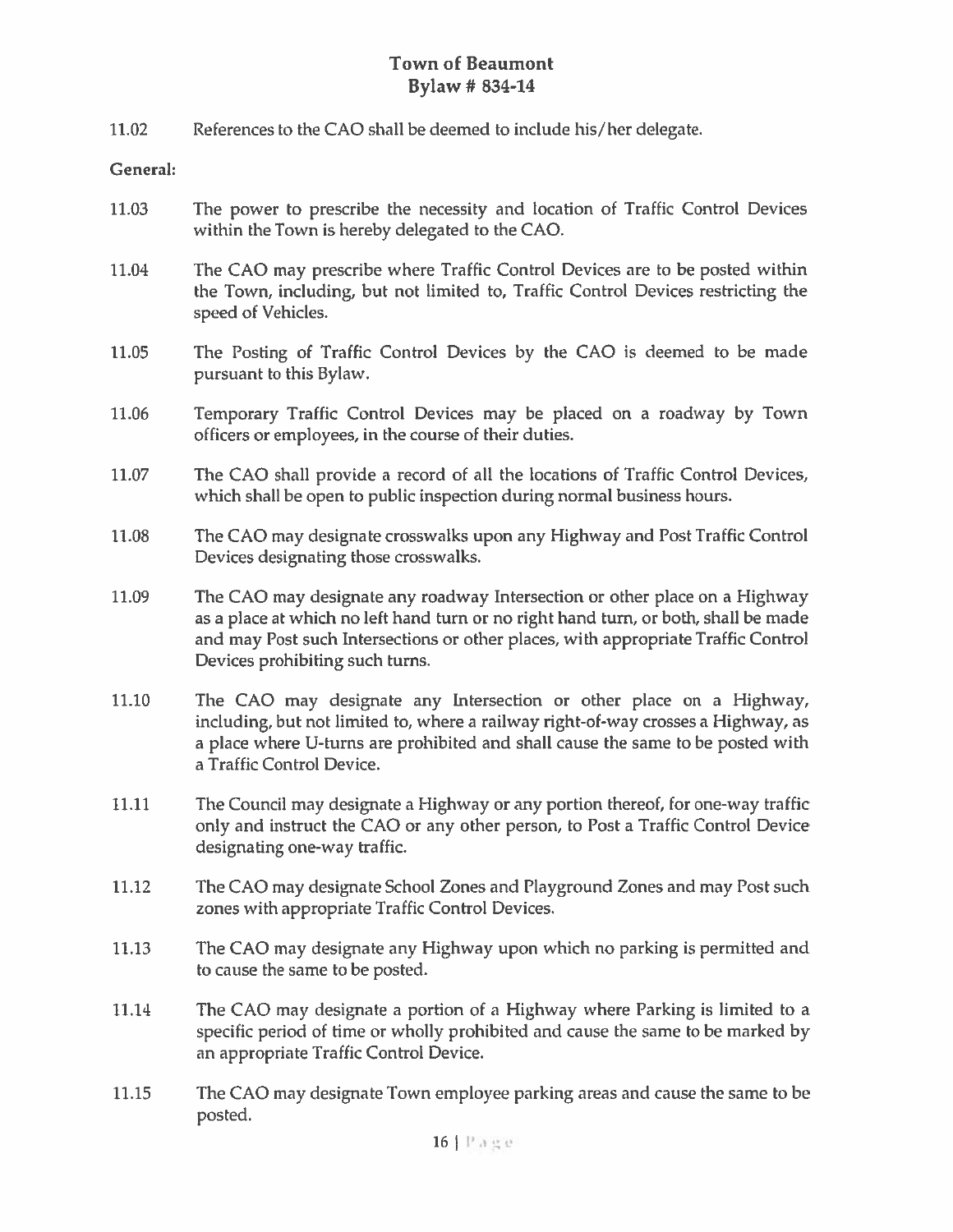11.02 References to the CAO shall be deemed to include his/her delegate.

**General:**

11.03 The power to prescribe the necessity and location of Traffic Control Devices within the Town is hereby delegated to the CAO.

11.04 The CAO may prescribe where Traffic Control Devices are to be posted within the Town, including, but not limited to, Traffic Control Devices restricting the speed of Vehicles.

11.05 The Posting of Traffic Control Devices by the CAO is deemed to be made pursuant to this Bylaw.

11.06 Temporary Traffic Control Devices may be placed on a roadway by Town officers or employees, in the course of their duties.

11.07 The CAO shall provide a record of all the locations of Traffic Control Devices, which shall be open to public inspection during normal business hours.

11.08 The CAO may designate crosswalks upon any Highway and Post Traffic Control Devices designating those crosswalks.

11.09 The CAO may designate any roadway Intersection or other place on a Highway as a place at which no left hand turn or no right hand turn, or both, shall be made and may Post such Intersections or other places, with appropriate Traffic Control Devices prohibiting such turns.

11.10 The CAO may designate any Intersection or other place on a Highway, including, but not limited to, where a railway right-of-way crosses a Highway, as a place where U-turns are prohibited and shall cause the same to be posted with a Traffic Control Device.

11.11 The Council may designate a Highway or any portion thereof, for one-way traffic only and instruct the CAO or any other person, to Post a Traffic Control Device designating one-way traffic.

11.12 The CAO may designate School Zones and Playground Zones and may Post such zones with appropriate Traffic Control Devices.

11.13 The CAO may designate any Highway upon which no parking is permitted and to cause the same to be posted.

11.14 The CAO may designate a portion of a Highway where Parking is limited to a specific period of time or wholly prohibited and cause the same to be marked by an appropriate Traffic Control Device.

11.15 The CAO may designate Town employee parking areas and cause the same to be posted.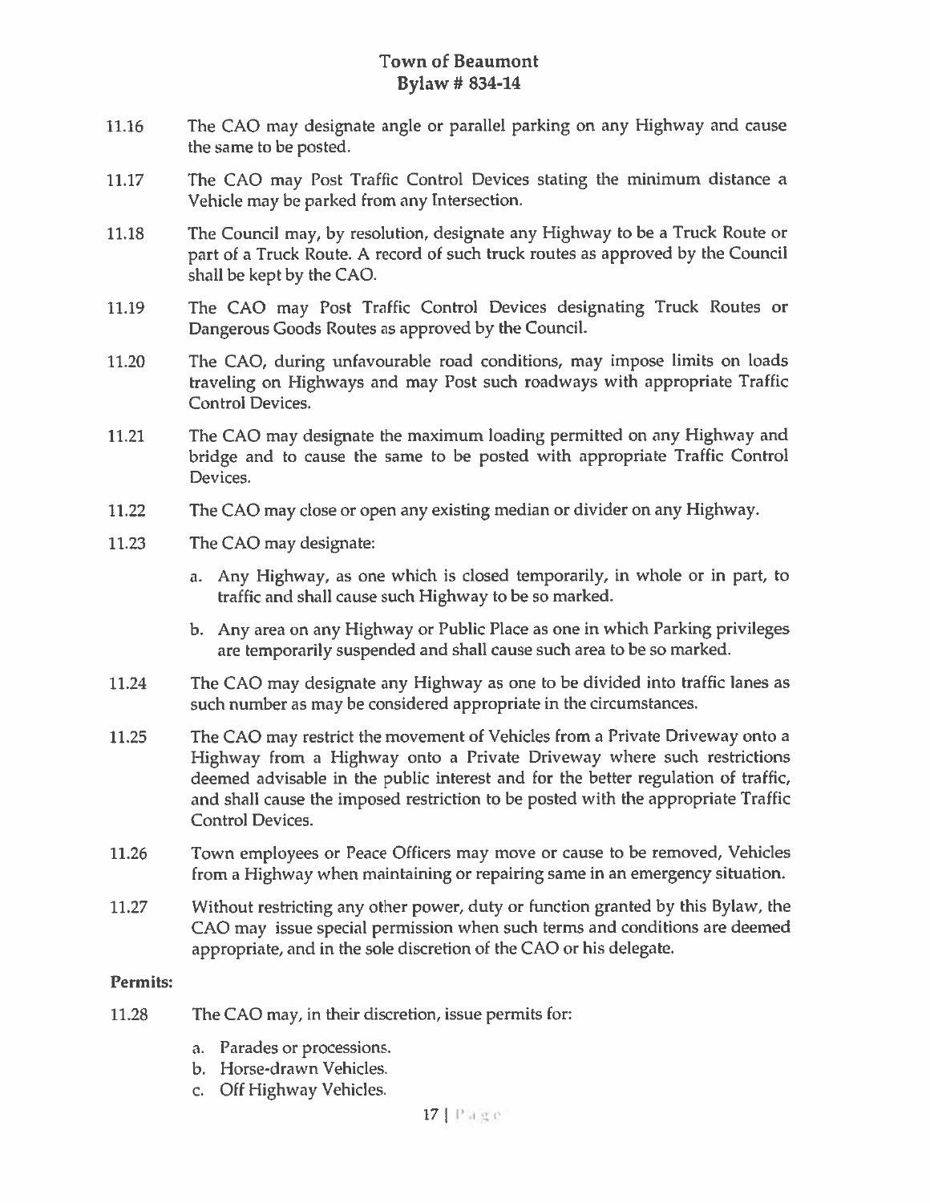11.16 The CAO may designate angle or parallel parking on any Highway and cause the same to be posted.

11.17 The CAO may Post Traffic Control Devices stating the minimum distance a Vehicle may be parked from any Intersection.

11.18 The Council may, by resolution, designate any Highway to be a Truck Route or part of a Truck Route. A record of such truck routes as approved by the Council shall be kept by the CAO.

11.19 The CAO may Post Traffic Control Devices designating Truck Routes or Dangerous Goods Routes as approved by the Council.

11.20 The CAO, during unfavourable road conditions, may impose limits on loads traveling on Highways and may Post such roadways with appropriate Traffic Control Devices.

11.21 The CAO may designate the maximum loading permitted on any Highway and bridge and to cause the same to be posted with appropriate Traffic Control Devices.

11.22 The CAO may close or open any existing median or divider on any Highway.

11.23 The CAO may designate:

a. Any Highway, as one which is closed temporarily, in whole or in part, to traffic and shall cause such Highway to be so marked.

b. Any area on any Highway or Public Place as one in which Parking privileges are temporarily suspended and shall cause such area to be so marked.

11.24 The CAO may designate any Highway as one to be divided into traffic lanes as such number as may be considered appropriate in the circumstances.

11.25 The CAO may restrict the movement of Vehicles from a Private Driveway onto a Highway from a Highway onto a Private Driveway where such restrictions deemed advisable in the public interest and for the better regulation of traffic, and shall cause the imposed restriction to be posted with the appropriate Traffic Control Devices.

11.26 Town employees or Peace Officers may move or cause to be removed, Vehicles from a Highway when maintaining or repairing same in an emergency situation.

11.27 Without restricting any other power, duty or function granted by this Bylaw, the CAO may issue special permission when such terms and conditions are deemed appropriate, and in the sole discretion of the CAO or his delegate.

**Permits:**

11.28 The CAO may, in their discretion, issue permits for:

a. Parades or processions.
b. Horse-drawn Vehicles.
c. Off Highway Vehicles.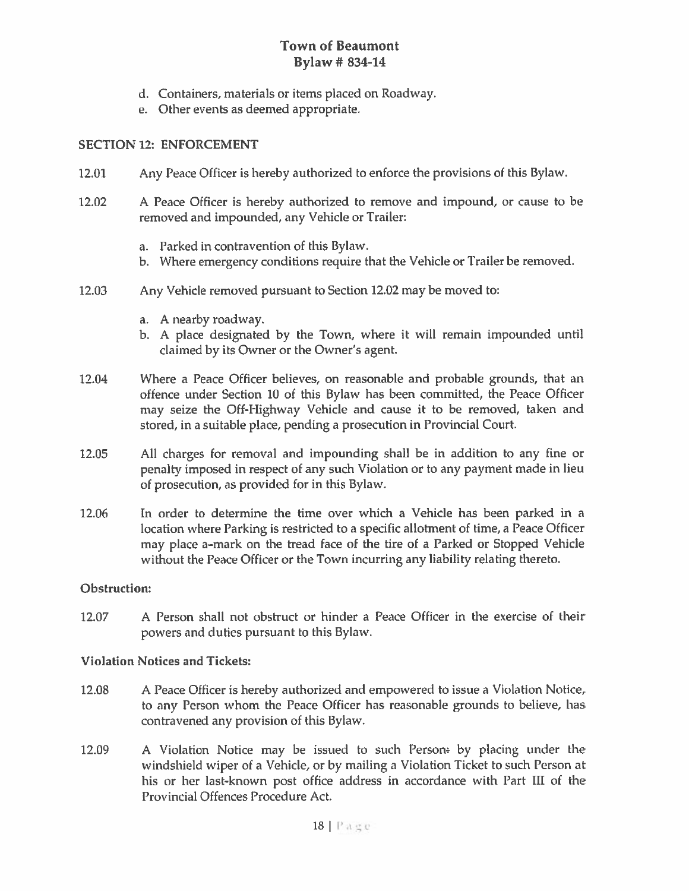d. Containers, materials or items placed on Roadway.
e. Other events as deemed appropriate.

## SECTION 12: ENFORCEMENT

12.01 Any Peace Officer is hereby authorized to enforce the provisions of this Bylaw.

12.02 A Peace Officer is hereby authorized to remove and impound, or cause to be removed and impounded, any Vehicle or Trailer:

a. Parked in contravention of this Bylaw.
b. Where emergency conditions require that the Vehicle or Trailer be removed.

12.03 Any Vehicle removed pursuant to Section 12.02 may be moved to:

a. A nearby roadway.
b. A place designated by the Town, where it will remain impounded until claimed by its Owner or the Owner's agent.

12.04 Where a Peace Officer believes, on reasonable and probable grounds, that an offence under Section 10 of this Bylaw has been committed, the Peace Officer may seize the Off-Highway Vehicle and cause it to be removed, taken and stored, in a suitable place, pending a prosecution in Provincial Court.

12.05 All charges for removal and impounding shall be in addition to any fine or penalty imposed in respect of any such Violation or to any payment made in lieu of prosecution, as provided for in this Bylaw.

12.06 In order to determine the time over which a Vehicle has been parked in a location where Parking is restricted to a specific allotment of time, a Peace Officer may place a-mark on the tread face of the tire of a Parked or Stopped Vehicle without the Peace Officer or the Town incurring any liability relating thereto.

### Obstruction:

12.07 A Person shall not obstruct or hinder a Peace Officer in the exercise of their powers and duties pursuant to this Bylaw.

### Violation Notices and Tickets:

12.08 A Peace Officer is hereby authorized and empowered to issue a Violation Notice, to any Person whom the Peace Officer has reasonable grounds to believe, has contravened any provision of this Bylaw.

12.09 A Violation Notice may be issued to such Person: by placing under the windshield wiper of a Vehicle, or by mailing a Violation Ticket to such Person at his or her last-known post office address in accordance with Part III of the Provincial Offences Procedure Act.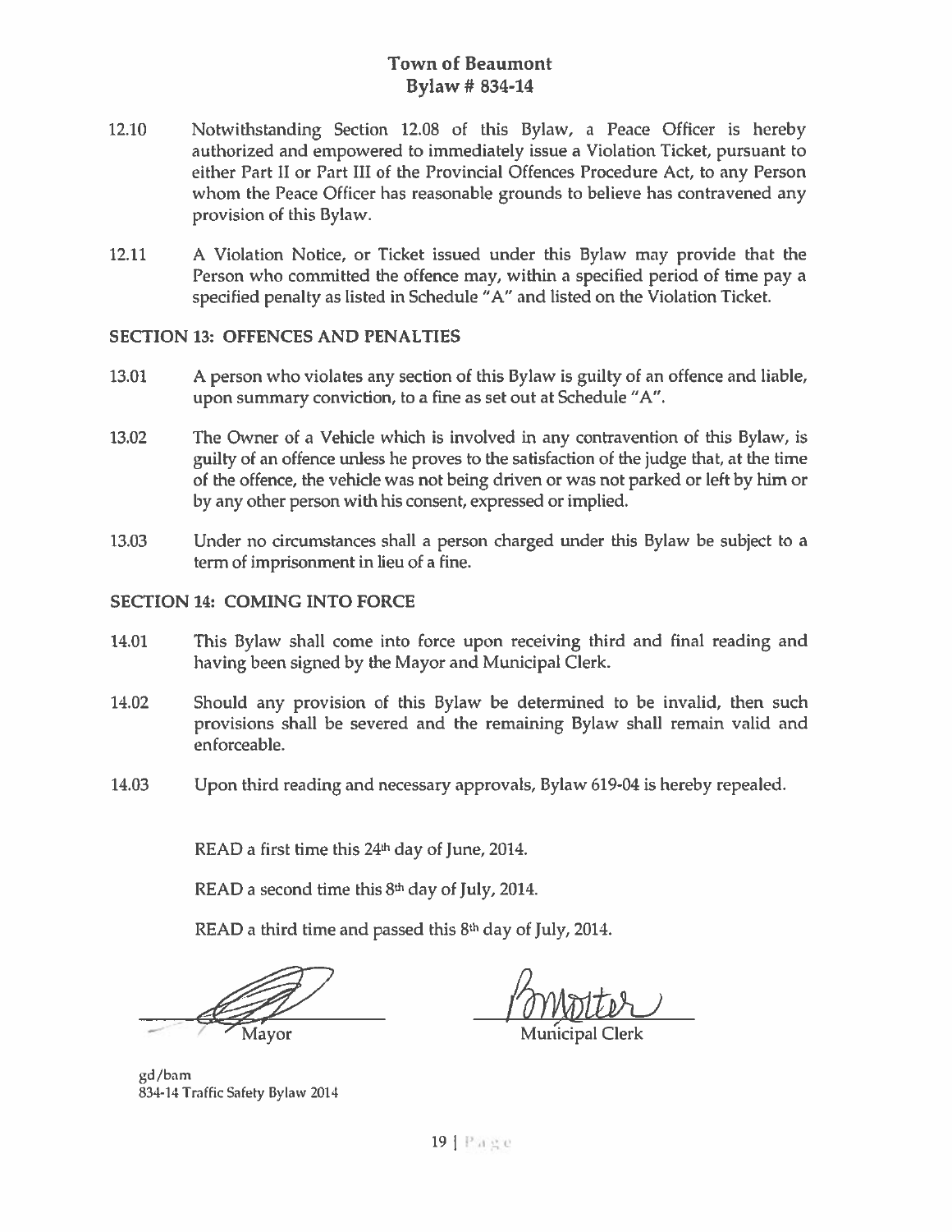12.10 Notwithstanding Section 12.08 of this Bylaw, a Peace Officer is hereby authorized and empowered to immediately issue a Violation Ticket, pursuant to either Part II or Part III of the Provincial Offences Procedure Act, to any Person whom the Peace Officer has reasonable grounds to believe has contravened any provision of this Bylaw.

12.11 A Violation Notice, or Ticket issued under this Bylaw may provide that the Person who committed the offence may, within a specified period of time pay a specified penalty as listed in Schedule "A" and listed on the Violation Ticket.

## SECTION 13: OFFENCES AND PENALTIES

13.01 A person who violates any section of this Bylaw is guilty of an offence and liable, upon summary conviction, to a fine as set out at Schedule "A".

13.02 The Owner of a Vehicle which is involved in any contravention of this Bylaw, is guilty of an offence unless he proves to the satisfaction of the judge that, at the time of the offence, the vehicle was not being driven or was not parked or left by him or by any other person with his consent, expressed or implied.

13.03 Under no circumstances shall a person charged under this Bylaw be subject to a term of imprisonment in lieu of a fine.

## SECTION 14: COMING INTO FORCE

14.01 This Bylaw shall come into force upon receiving third and final reading and having been signed by the Mayor and Municipal Clerk.

14.02 Should any provision of this Bylaw be determined to be invalid, then such provisions shall be severed and the remaining Bylaw shall remain valid and enforceable.

14.03 Upon third reading and necessary approvals, Bylaw 619-04 is hereby repealed.

READ a first time this 24th day of June, 2014.

READ a second time this 8th day of July, 2014.

READ a third time and passed this 8th day of July, 2014.

Mayor

Municipal Clerk

gd/bam
834-14 Traffic Safety Bylaw 2014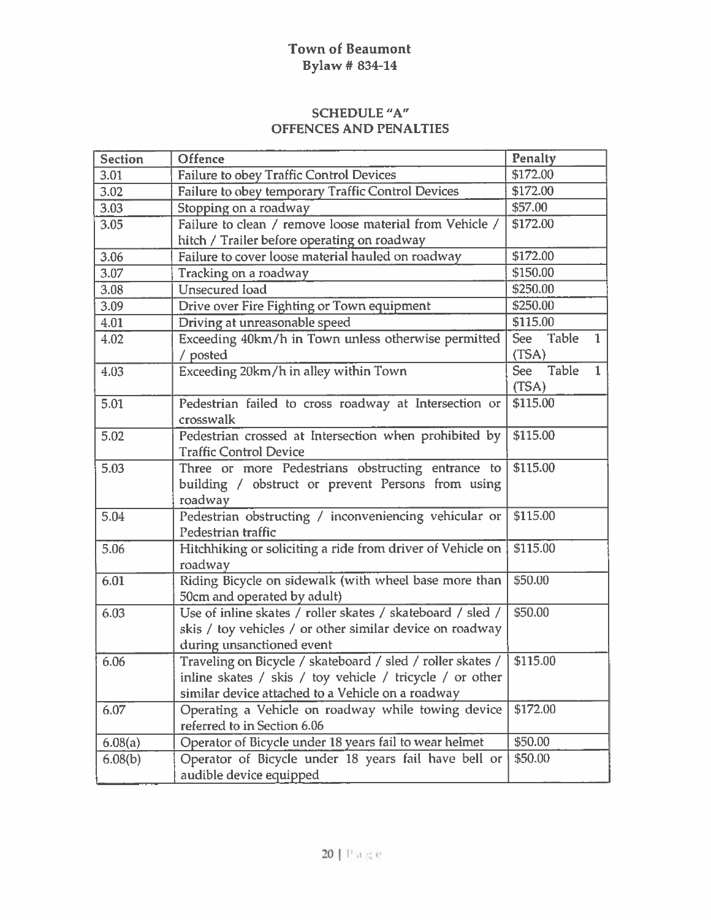# Town of Beaumont
## Bylaw # 834-14

## SCHEDULE "A"
## OFFENCES AND PENALTIES

| Section | Offence | Penalty |
| --- | --- | --- |
| 3.01 | Failure to obey Traffic Control Devices | $172.00 |
| 3.02 | Failure to obey temporary Traffic Control Devices | $172.00 |
| 3.03 | Stopping on a roadway | $57.00 |
| 3.05 | Failure to clean / remove loose material from Vehicle / hitch / Trailer before operating on roadway | $172.00 |
| 3.06 | Failure to cover loose material hauled on roadway | $172.00 |
| 3.07 | Tracking on a roadway | $150.00 |
| 3.08 | Unsecured load | $250.00 |
| 3.09 | Drive over Fire Fighting or Town equipment | $250.00 |
| 4.01 | Driving at unreasonable speed | $115.00 |
| 4.02 | Exceeding 40km/h in Town unless otherwise permitted / posted | See Table 1 (TSA) |
| 4.03 | Exceeding 20km/h in alley within Town | See Table 1 (TSA) |
| 5.01 | Pedestrian failed to cross roadway at Intersection or crosswalk | $115.00 |
| 5.02 | Pedestrian crossed at Intersection when prohibited by Traffic Control Device | $115.00 |
| 5.03 | Three or more Pedestrians obstructing entrance to building / obstruct or prevent Persons from using roadway | $115.00 |
| 5.04 | Pedestrian obstructing / inconveniencing vehicular or Pedestrian traffic | $115.00 |
| 5.06 | Hitchhiking or soliciting a ride from driver of Vehicle on roadway | $115.00 |
| 6.01 | Riding Bicycle on sidewalk (with wheel base more than 50cm and operated by adult) | $50.00 |
| 6.03 | Use of inline skates / roller skates / skateboard / sled / skis / toy vehicles / or other similar device on roadway during unsanctioned event | $50.00 |
| 6.06 | Traveling on Bicycle / skateboard / sled / roller skates / inline skates / skis / toy vehicle / tricycle / or other similar device attached to a Vehicle on a roadway | $115.00 |
| 6.07 | Operating a Vehicle on roadway while towing device referred to in Section 6.06 | $172.00 |
| 6.08(a) | Operator of Bicycle under 18 years fail to wear helmet | $50.00 |
| 6.08(b) | Operator of Bicycle under 18 years fail have bell or audible device equipped | $50.00 |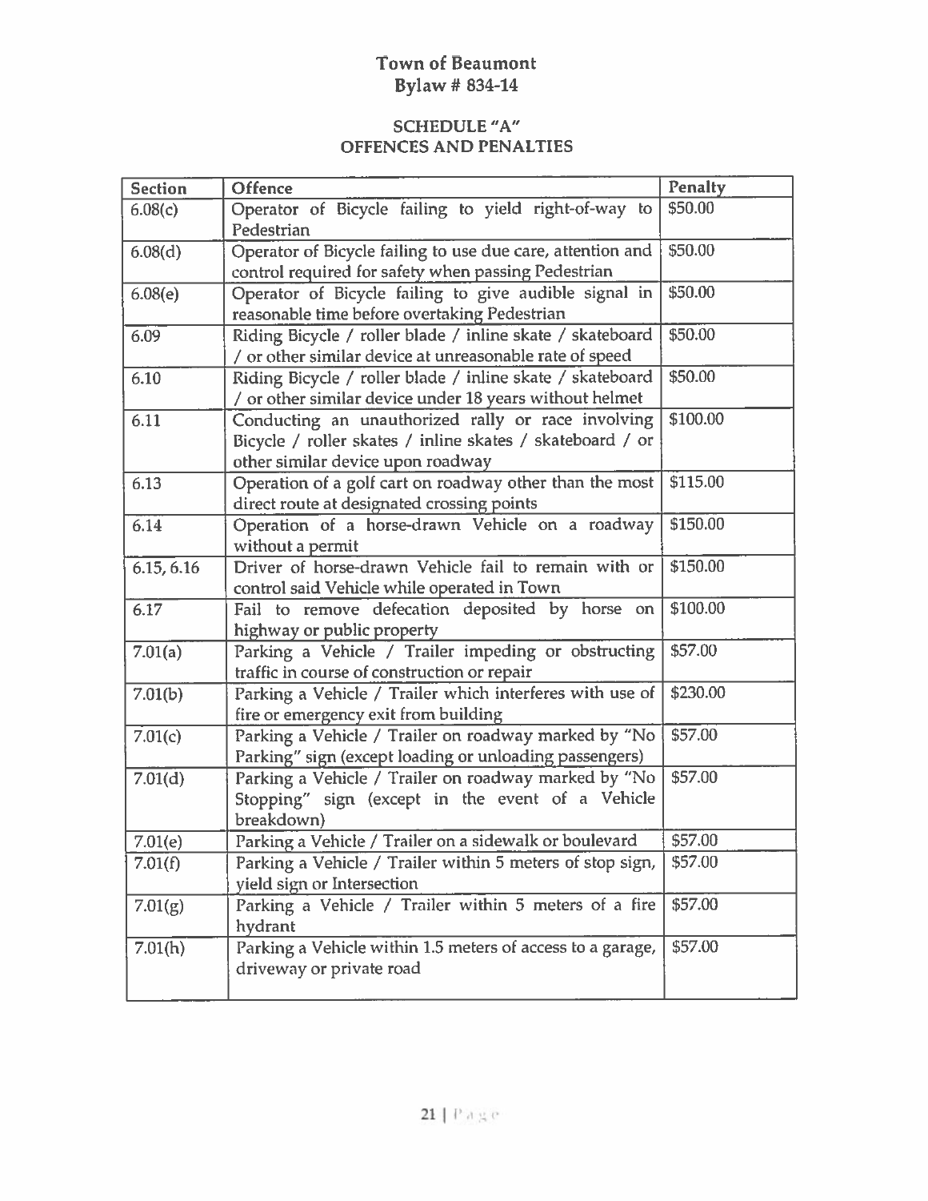# Town of Beaumont
## Bylaw # 834-14

### SCHEDULE "A"
### OFFENCES AND PENALTIES

| Section | Offence | Penalty |
|---|---|---|
| 6.08(c) | Operator of Bicycle failing to yield right-of-way to Pedestrian | $50.00 |
| 6.08(d) | Operator of Bicycle failing to use due care, attention and control required for safety when passing Pedestrian | $50.00 |
| 6.08(e) | Operator of Bicycle failing to give audible signal in reasonable time before overtaking Pedestrian | $50.00 |
| 6.09 | Riding Bicycle / roller blade / inline skate / skateboard / or other similar device at unreasonable rate of speed | $50.00 |
| 6.10 | Riding Bicycle / roller blade / inline skate / skateboard / or other similar device under 18 years without helmet | $50.00 |
| 6.11 | Conducting an unauthorized rally or race involving Bicycle / roller skates / inline skates / skateboard / or other similar device upon roadway | $100.00 |
| 6.13 | Operation of a golf cart on roadway other than the most direct route at designated crossing points | $115.00 |
| 6.14 | Operation of a horse-drawn Vehicle on a roadway without a permit | $150.00 |
| 6.15, 6.16 | Driver of horse-drawn Vehicle fail to remain with or control said Vehicle while operated in Town | $150.00 |
| 6.17 | Fail to remove defecation deposited by horse on highway or public property | $100.00 |
| 7.01(a) | Parking a Vehicle / Trailer impeding or obstructing traffic in course of construction or repair | $57.00 |
| 7.01(b) | Parking a Vehicle / Trailer which interferes with use of fire or emergency exit from building | $230.00 |
| 7.01(c) | Parking a Vehicle / Trailer on roadway marked by "No Parking" sign (except loading or unloading passengers) | $57.00 |
| 7.01(d) | Parking a Vehicle / Trailer on roadway marked by "No Stopping" sign (except in the event of a Vehicle breakdown) | $57.00 |
| 7.01(e) | Parking a Vehicle / Trailer on a sidewalk or boulevard | $57.00 |
| 7.01(f) | Parking a Vehicle / Trailer within 5 meters of stop sign, yield sign or Intersection | $57.00 |
| 7.01(g) | Parking a Vehicle / Trailer within 5 meters of a fire hydrant | $57.00 |
| 7.01(h) | Parking a Vehicle within 1.5 meters of access to a garage, driveway or private road | $57.00 |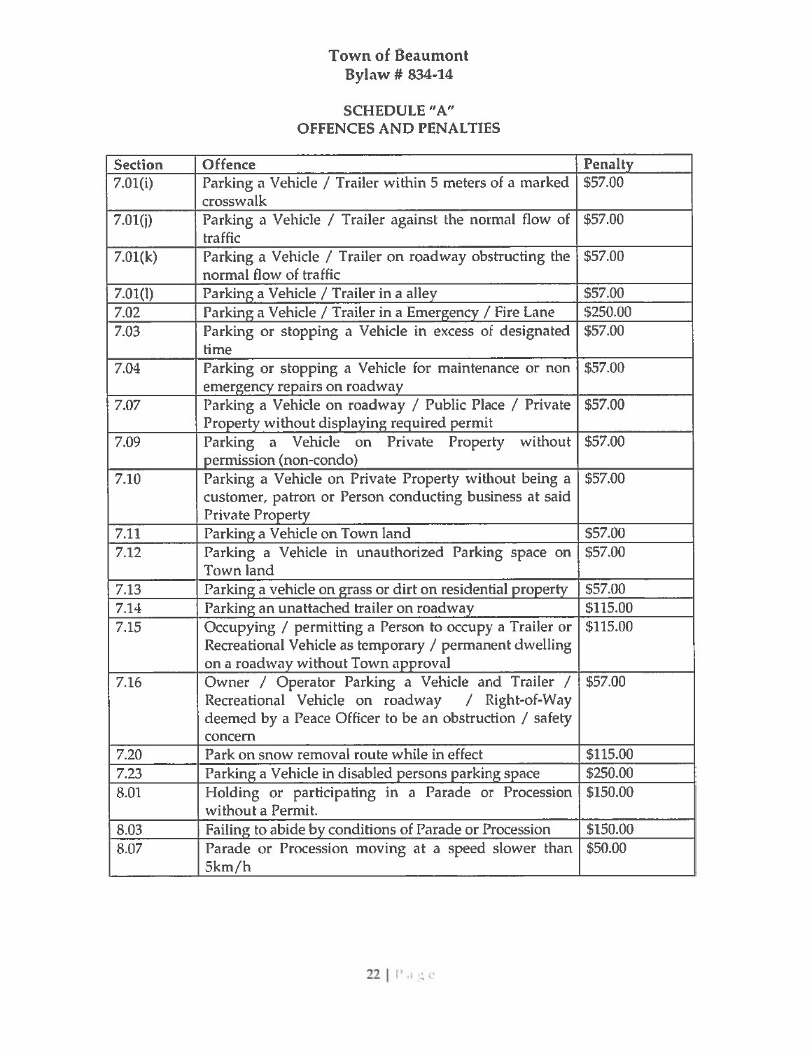# Town of Beaumont
## Bylaw # 834-14

### SCHEDULE "A"
### OFFENCES AND PENALTIES

| Section | Offence | Penalty |
|---|---|---|
| 7.01(i) | Parking a Vehicle / Trailer within 5 meters of a marked crosswalk | $57.00 |
| 7.01(j) | Parking a Vehicle / Trailer against the normal flow of traffic | $57.00 |
| 7.01(k) | Parking a Vehicle / Trailer on roadway obstructing the normal flow of traffic | $57.00 |
| 7.01(l) | Parking a Vehicle / Trailer in a alley | $57.00 |
| 7.02 | Parking a Vehicle / Trailer in a Emergency / Fire Lane | $250.00 |
| 7.03 | Parking or stopping a Vehicle in excess of designated time | $57.00 |
| 7.04 | Parking or stopping a Vehicle for maintenance or non emergency repairs on roadway | $57.00 |
| 7.07 | Parking a Vehicle on roadway / Public Place / Private Property without displaying required permit | $57.00 |
| 7.09 | Parking a Vehicle on Private Property without permission (non-condo) | $57.00 |
| 7.10 | Parking a Vehicle on Private Property without being a customer, patron or Person conducting business at said Private Property | $57.00 |
| 7.11 | Parking a Vehicle on Town land | $57.00 |
| 7.12 | Parking a Vehicle in unauthorized Parking space on Town land | $57.00 |
| 7.13 | Parking a vehicle on grass or dirt on residential property | $57.00 |
| 7.14 | Parking an unattached trailer on roadway | $115.00 |
| 7.15 | Occupying / permitting a Person to occupy a Trailer or Recreational Vehicle as temporary / permanent dwelling on a roadway without Town approval | $115.00 |
| 7.16 | Owner / Operator Parking a Vehicle and Trailer / Recreational Vehicle on roadway / Right-of-Way deemed by a Peace Officer to be an obstruction / safety concern | $57.00 |
| 7.20 | Park on snow removal route while in effect | $115.00 |
| 7.23 | Parking a Vehicle in disabled persons parking space | $250.00 |
| 8.01 | Holding or participating in a Parade or Procession without a Permit. | $150.00 |
| 8.03 | Failing to abide by conditions of Parade or Procession | $150.00 |
| 8.07 | Parade or Procession moving at a speed slower than 5km/h | $50.00 |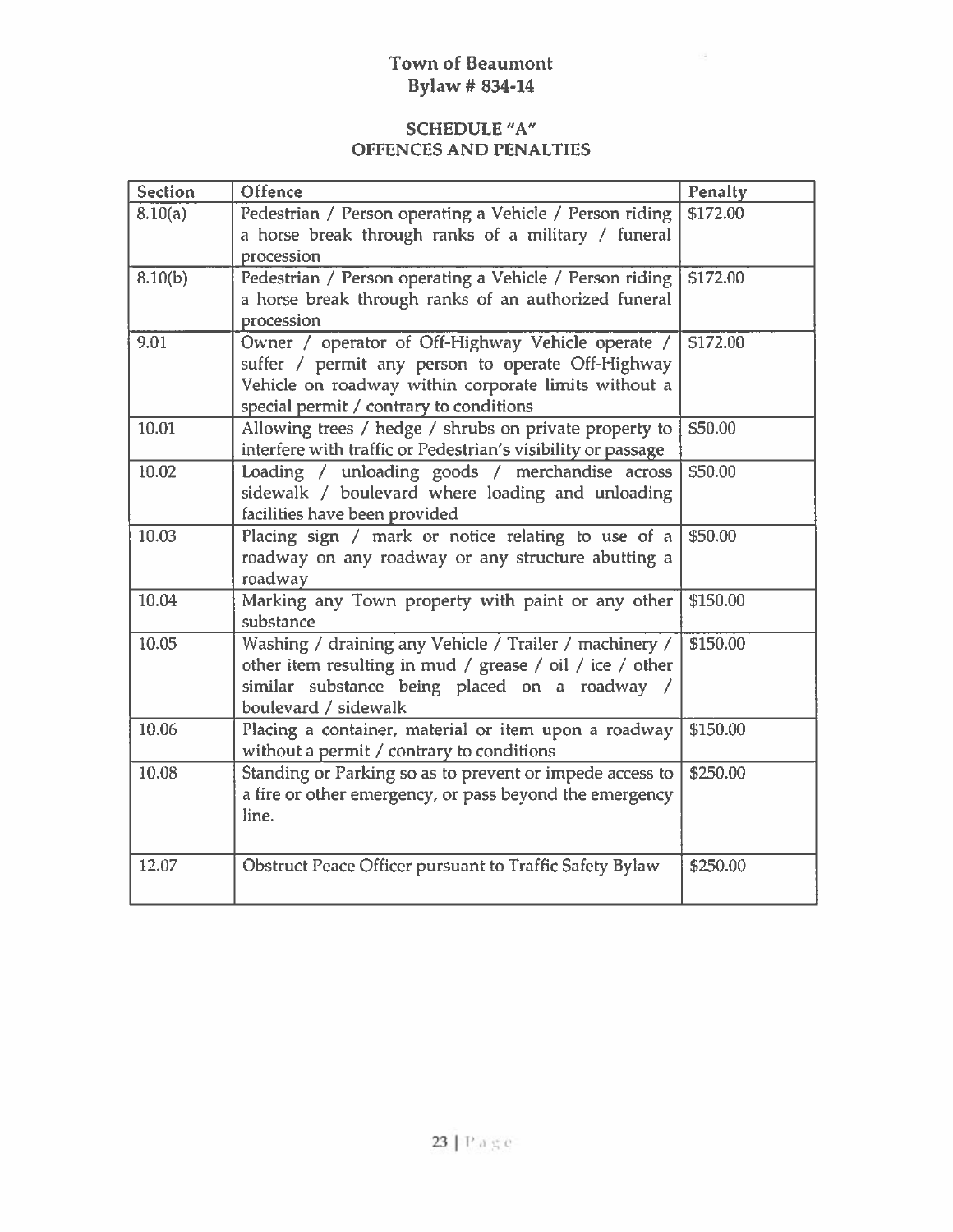# Town of Beaumont
## Bylaw # 834-14

### SCHEDULE "A"
### OFFENCES AND PENALTIES

| Section | Offence | Penalty |
|---|---|---|
| 8.10(a) | Pedestrian / Person operating a Vehicle / Person riding a horse break through ranks of a military / funeral procession | $172.00 |
| 8.10(b) | Pedestrian / Person operating a Vehicle / Person riding a horse break through ranks of an authorized funeral procession | $172.00 |
| 9.01 | Owner / operator of Off-Highway Vehicle operate / suffer / permit any person to operate Off-Highway Vehicle on roadway within corporate limits without a special permit / contrary to conditions | $172.00 |
| 10.01 | Allowing trees / hedge / shrubs on private property to interfere with traffic or Pedestrian's visibility or passage | $50.00 |
| 10.02 | Loading / unloading goods / merchandise across sidewalk / boulevard where loading and unloading facilities have been provided | $50.00 |
| 10.03 | Placing sign / mark or notice relating to use of a roadway on any roadway or any structure abutting a roadway | $50.00 |
| 10.04 | Marking any Town property with paint or any other substance | $150.00 |
| 10.05 | Washing / draining any Vehicle / Trailer / machinery / other item resulting in mud / grease / oil / ice / other similar substance being placed on a roadway / boulevard / sidewalk | $150.00 |
| 10.06 | Placing a container, material or item upon a roadway without a permit / contrary to conditions | $150.00 |
| 10.08 | Standing or Parking so as to prevent or impede access to a fire or other emergency, or pass beyond the emergency line. | $250.00 |
| 12.07 | Obstruct Peace Officer pursuant to Traffic Safety Bylaw | $250.00 |